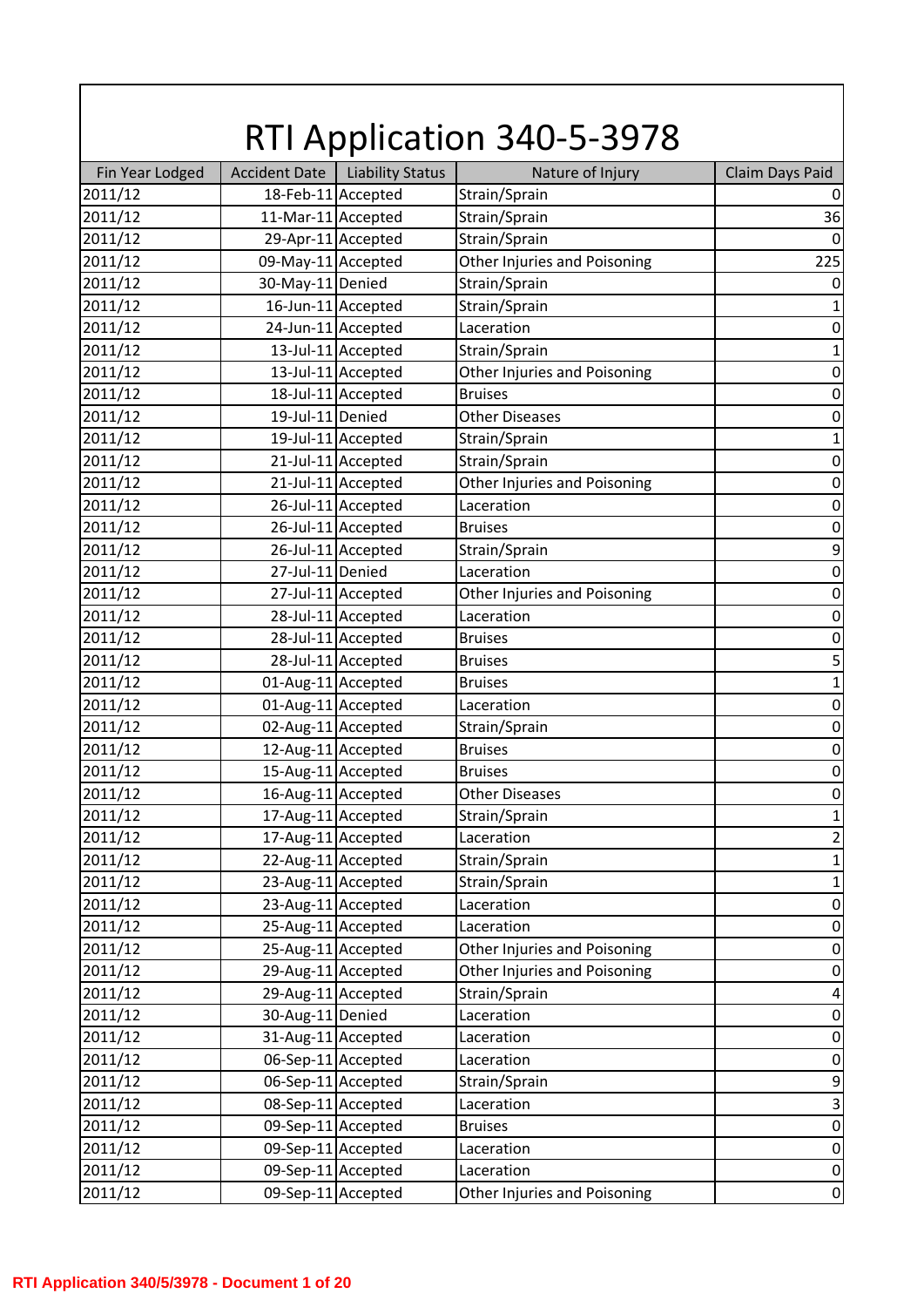# RTI Application 340-5-3978

| Fin Year Lodged | Accident Date | Liability Status | Nature of Injury | Claim Days Paid |
|---|---|---|---|---|
| 2011/12 | 18-Feb-11 | Accepted | Strain/Sprain | 0 |
| 2011/12 | 11-Mar-11 | Accepted | Strain/Sprain | 36 |
| 2011/12 | 29-Apr-11 | Accepted | Strain/Sprain | 0 |
| 2011/12 | 09-May-11 | Accepted | Other Injuries and Poisoning | 225 |
| 2011/12 | 30-May-11 | Denied | Strain/Sprain | 0 |
| 2011/12 | 16-Jun-11 | Accepted | Strain/Sprain | 1 |
| 2011/12 | 24-Jun-11 | Accepted | Laceration | 0 |
| 2011/12 | 13-Jul-11 | Accepted | Strain/Sprain | 1 |
| 2011/12 | 13-Jul-11 | Accepted | Other Injuries and Poisoning | 0 |
| 2011/12 | 18-Jul-11 | Accepted | Bruises | 0 |
| 2011/12 | 19-Jul-11 | Denied | Other Diseases | 0 |
| 2011/12 | 19-Jul-11 | Accepted | Strain/Sprain | 1 |
| 2011/12 | 21-Jul-11 | Accepted | Strain/Sprain | 0 |
| 2011/12 | 21-Jul-11 | Accepted | Other Injuries and Poisoning | 0 |
| 2011/12 | 26-Jul-11 | Accepted | Laceration | 0 |
| 2011/12 | 26-Jul-11 | Accepted | Bruises | 0 |
| 2011/12 | 26-Jul-11 | Accepted | Strain/Sprain | 9 |
| 2011/12 | 27-Jul-11 | Denied | Laceration | 0 |
| 2011/12 | 27-Jul-11 | Accepted | Other Injuries and Poisoning | 0 |
| 2011/12 | 28-Jul-11 | Accepted | Laceration | 0 |
| 2011/12 | 28-Jul-11 | Accepted | Bruises | 0 |
| 2011/12 | 28-Jul-11 | Accepted | Bruises | 5 |
| 2011/12 | 01-Aug-11 | Accepted | Bruises | 1 |
| 2011/12 | 01-Aug-11 | Accepted | Laceration | 0 |
| 2011/12 | 02-Aug-11 | Accepted | Strain/Sprain | 0 |
| 2011/12 | 12-Aug-11 | Accepted | Bruises | 0 |
| 2011/12 | 15-Aug-11 | Accepted | Bruises | 0 |
| 2011/12 | 16-Aug-11 | Accepted | Other Diseases | 0 |
| 2011/12 | 17-Aug-11 | Accepted | Strain/Sprain | 1 |
| 2011/12 | 17-Aug-11 | Accepted | Laceration | 2 |
| 2011/12 | 22-Aug-11 | Accepted | Strain/Sprain | 1 |
| 2011/12 | 23-Aug-11 | Accepted | Strain/Sprain | 1 |
| 2011/12 | 23-Aug-11 | Accepted | Laceration | 0 |
| 2011/12 | 25-Aug-11 | Accepted | Laceration | 0 |
| 2011/12 | 25-Aug-11 | Accepted | Other Injuries and Poisoning | 0 |
| 2011/12 | 29-Aug-11 | Accepted | Other Injuries and Poisoning | 0 |
| 2011/12 | 29-Aug-11 | Accepted | Strain/Sprain | 4 |
| 2011/12 | 30-Aug-11 | Denied | Laceration | 0 |
| 2011/12 | 31-Aug-11 | Accepted | Laceration | 0 |
| 2011/12 | 06-Sep-11 | Accepted | Laceration | 0 |
| 2011/12 | 06-Sep-11 | Accepted | Strain/Sprain | 9 |
| 2011/12 | 08-Sep-11 | Accepted | Laceration | 3 |
| 2011/12 | 09-Sep-11 | Accepted | Bruises | 0 |
| 2011/12 | 09-Sep-11 | Accepted | Laceration | 0 |
| 2011/12 | 09-Sep-11 | Accepted | Laceration | 0 |
| 2011/12 | 09-Sep-11 | Accepted | Other Injuries and Poisoning | 0 |

RTI Application 340/5/3978 - Document 1 of 20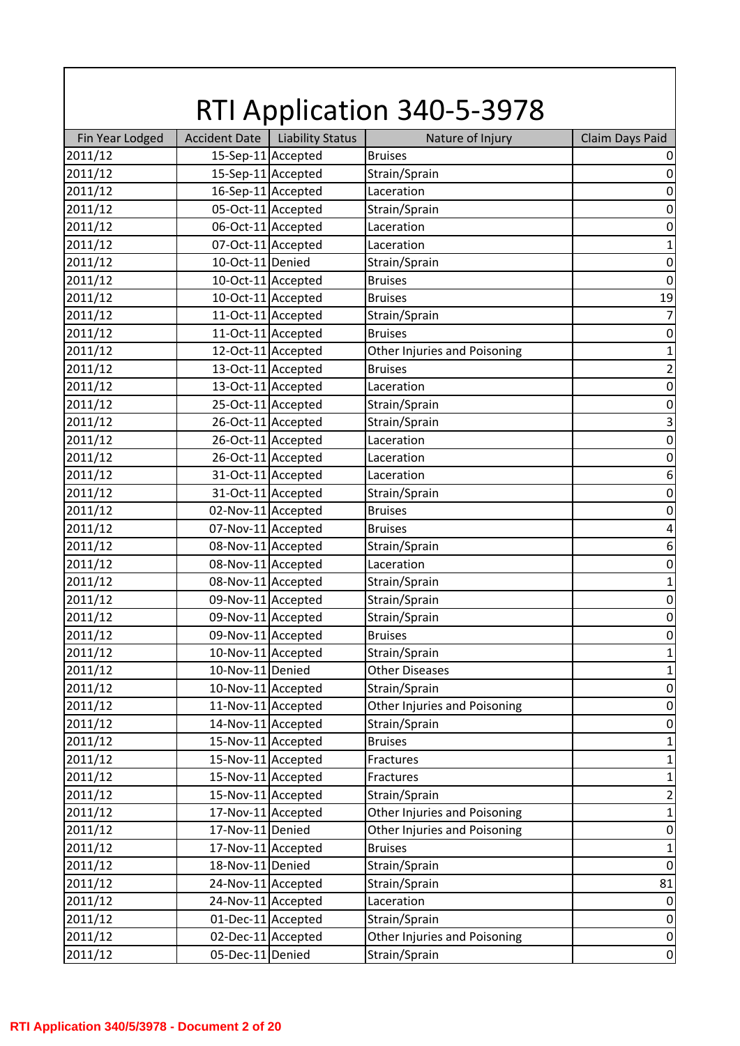# RTI Application 340-5-3978

| Fin Year Lodged | Accident Date | Liability Status | Nature of Injury | Claim Days Paid |
|---|---|---|---|---|
| 2011/12 | 15-Sep-11 | Accepted | Bruises | 0 |
| 2011/12 | 15-Sep-11 | Accepted | Strain/Sprain | 0 |
| 2011/12 | 16-Sep-11 | Accepted | Laceration | 0 |
| 2011/12 | 05-Oct-11 | Accepted | Strain/Sprain | 0 |
| 2011/12 | 06-Oct-11 | Accepted | Laceration | 0 |
| 2011/12 | 07-Oct-11 | Accepted | Laceration | 1 |
| 2011/12 | 10-Oct-11 | Denied | Strain/Sprain | 0 |
| 2011/12 | 10-Oct-11 | Accepted | Bruises | 0 |
| 2011/12 | 10-Oct-11 | Accepted | Bruises | 19 |
| 2011/12 | 11-Oct-11 | Accepted | Strain/Sprain | 7 |
| 2011/12 | 11-Oct-11 | Accepted | Bruises | 0 |
| 2011/12 | 12-Oct-11 | Accepted | Other Injuries and Poisoning | 1 |
| 2011/12 | 13-Oct-11 | Accepted | Bruises | 2 |
| 2011/12 | 13-Oct-11 | Accepted | Laceration | 0 |
| 2011/12 | 25-Oct-11 | Accepted | Strain/Sprain | 0 |
| 2011/12 | 26-Oct-11 | Accepted | Strain/Sprain | 3 |
| 2011/12 | 26-Oct-11 | Accepted | Laceration | 0 |
| 2011/12 | 26-Oct-11 | Accepted | Laceration | 0 |
| 2011/12 | 31-Oct-11 | Accepted | Laceration | 6 |
| 2011/12 | 31-Oct-11 | Accepted | Strain/Sprain | 0 |
| 2011/12 | 02-Nov-11 | Accepted | Bruises | 0 |
| 2011/12 | 07-Nov-11 | Accepted | Bruises | 4 |
| 2011/12 | 08-Nov-11 | Accepted | Strain/Sprain | 6 |
| 2011/12 | 08-Nov-11 | Accepted | Laceration | 0 |
| 2011/12 | 08-Nov-11 | Accepted | Strain/Sprain | 1 |
| 2011/12 | 09-Nov-11 | Accepted | Strain/Sprain | 0 |
| 2011/12 | 09-Nov-11 | Accepted | Strain/Sprain | 0 |
| 2011/12 | 09-Nov-11 | Accepted | Bruises | 0 |
| 2011/12 | 10-Nov-11 | Accepted | Strain/Sprain | 1 |
| 2011/12 | 10-Nov-11 | Denied | Other Diseases | 1 |
| 2011/12 | 10-Nov-11 | Accepted | Strain/Sprain | 0 |
| 2011/12 | 11-Nov-11 | Accepted | Other Injuries and Poisoning | 0 |
| 2011/12 | 14-Nov-11 | Accepted | Strain/Sprain | 0 |
| 2011/12 | 15-Nov-11 | Accepted | Bruises | 1 |
| 2011/12 | 15-Nov-11 | Accepted | Fractures | 1 |
| 2011/12 | 15-Nov-11 | Accepted | Fractures | 1 |
| 2011/12 | 15-Nov-11 | Accepted | Strain/Sprain | 2 |
| 2011/12 | 17-Nov-11 | Accepted | Other Injuries and Poisoning | 1 |
| 2011/12 | 17-Nov-11 | Denied | Other Injuries and Poisoning | 0 |
| 2011/12 | 17-Nov-11 | Accepted | Bruises | 1 |
| 2011/12 | 18-Nov-11 | Denied | Strain/Sprain | 0 |
| 2011/12 | 24-Nov-11 | Accepted | Strain/Sprain | 81 |
| 2011/12 | 24-Nov-11 | Accepted | Laceration | 0 |
| 2011/12 | 01-Dec-11 | Accepted | Strain/Sprain | 0 |
| 2011/12 | 02-Dec-11 | Accepted | Other Injuries and Poisoning | 0 |
| 2011/12 | 05-Dec-11 | Denied | Strain/Sprain | 0 |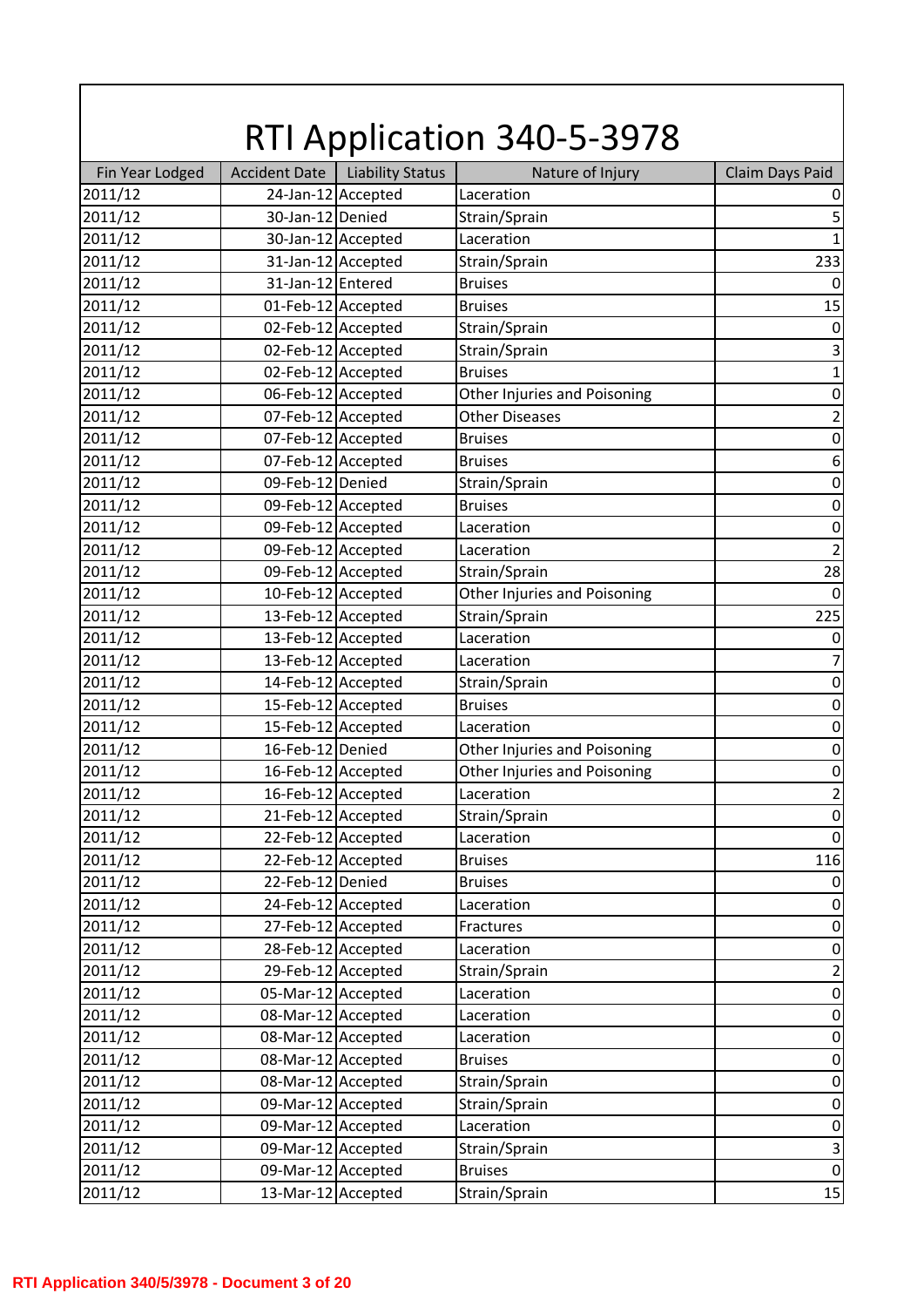# RTI Application 340-5-3978

| Fin Year Lodged | Accident Date | Liability Status | Nature of Injury | Claim Days Paid |
|---|---|---|---|---|
| 2011/12 | 24-Jan-12 | Accepted | Laceration | 0 |
| 2011/12 | 30-Jan-12 | Denied | Strain/Sprain | 5 |
| 2011/12 | 30-Jan-12 | Accepted | Laceration | 1 |
| 2011/12 | 31-Jan-12 | Accepted | Strain/Sprain | 233 |
| 2011/12 | 31-Jan-12 | Entered | Bruises | 0 |
| 2011/12 | 01-Feb-12 | Accepted | Bruises | 15 |
| 2011/12 | 02-Feb-12 | Accepted | Strain/Sprain | 0 |
| 2011/12 | 02-Feb-12 | Accepted | Strain/Sprain | 3 |
| 2011/12 | 02-Feb-12 | Accepted | Bruises | 1 |
| 2011/12 | 06-Feb-12 | Accepted | Other Injuries and Poisoning | 0 |
| 2011/12 | 07-Feb-12 | Accepted | Other Diseases | 2 |
| 2011/12 | 07-Feb-12 | Accepted | Bruises | 0 |
| 2011/12 | 07-Feb-12 | Accepted | Bruises | 6 |
| 2011/12 | 09-Feb-12 | Denied | Strain/Sprain | 0 |
| 2011/12 | 09-Feb-12 | Accepted | Bruises | 0 |
| 2011/12 | 09-Feb-12 | Accepted | Laceration | 0 |
| 2011/12 | 09-Feb-12 | Accepted | Laceration | 2 |
| 2011/12 | 09-Feb-12 | Accepted | Strain/Sprain | 28 |
| 2011/12 | 10-Feb-12 | Accepted | Other Injuries and Poisoning | 0 |
| 2011/12 | 13-Feb-12 | Accepted | Strain/Sprain | 225 |
| 2011/12 | 13-Feb-12 | Accepted | Laceration | 0 |
| 2011/12 | 13-Feb-12 | Accepted | Laceration | 7 |
| 2011/12 | 14-Feb-12 | Accepted | Strain/Sprain | 0 |
| 2011/12 | 15-Feb-12 | Accepted | Bruises | 0 |
| 2011/12 | 15-Feb-12 | Accepted | Laceration | 0 |
| 2011/12 | 16-Feb-12 | Denied | Other Injuries and Poisoning | 0 |
| 2011/12 | 16-Feb-12 | Accepted | Other Injuries and Poisoning | 0 |
| 2011/12 | 16-Feb-12 | Accepted | Laceration | 2 |
| 2011/12 | 21-Feb-12 | Accepted | Strain/Sprain | 0 |
| 2011/12 | 22-Feb-12 | Accepted | Laceration | 0 |
| 2011/12 | 22-Feb-12 | Accepted | Bruises | 116 |
| 2011/12 | 22-Feb-12 | Denied | Bruises | 0 |
| 2011/12 | 24-Feb-12 | Accepted | Laceration | 0 |
| 2011/12 | 27-Feb-12 | Accepted | Fractures | 0 |
| 2011/12 | 28-Feb-12 | Accepted | Laceration | 0 |
| 2011/12 | 29-Feb-12 | Accepted | Strain/Sprain | 2 |
| 2011/12 | 05-Mar-12 | Accepted | Laceration | 0 |
| 2011/12 | 08-Mar-12 | Accepted | Laceration | 0 |
| 2011/12 | 08-Mar-12 | Accepted | Laceration | 0 |
| 2011/12 | 08-Mar-12 | Accepted | Bruises | 0 |
| 2011/12 | 08-Mar-12 | Accepted | Strain/Sprain | 0 |
| 2011/12 | 09-Mar-12 | Accepted | Strain/Sprain | 0 |
| 2011/12 | 09-Mar-12 | Accepted | Laceration | 0 |
| 2011/12 | 09-Mar-12 | Accepted | Strain/Sprain | 3 |
| 2011/12 | 09-Mar-12 | Accepted | Bruises | 0 |
| 2011/12 | 13-Mar-12 | Accepted | Strain/Sprain | 15 |

RTI Application 340/5/3978 - Document 3 of 20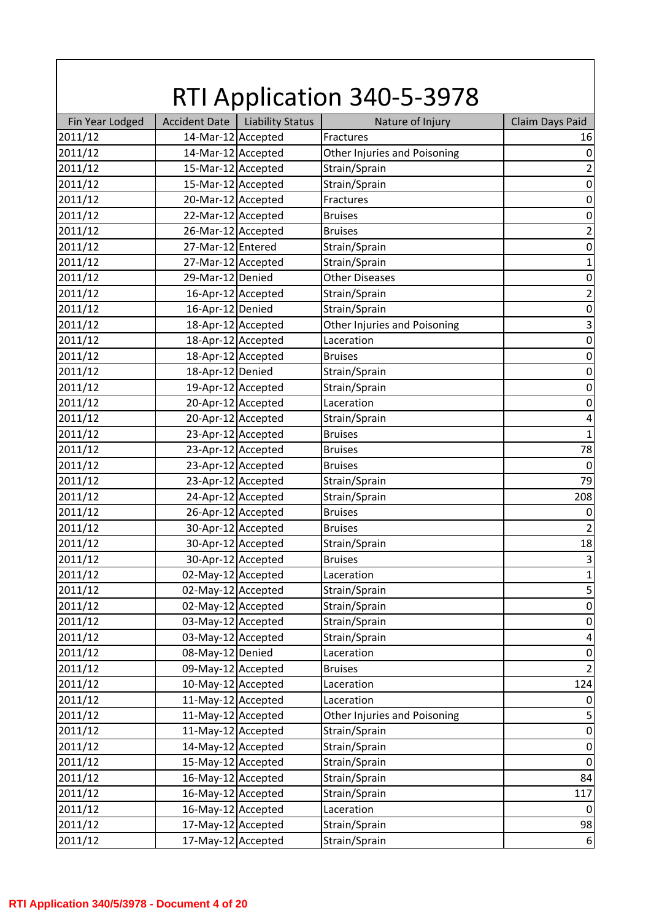# RTI Application 340-5-3978

| Fin Year Lodged | Accident Date | Liability Status | Nature of Injury | Claim Days Paid |
|---|---|---|---|---|
| 2011/12 | 14-Mar-12 | Accepted | Fractures | 16 |
| 2011/12 | 14-Mar-12 | Accepted | Other Injuries and Poisoning | 0 |
| 2011/12 | 15-Mar-12 | Accepted | Strain/Sprain | 2 |
| 2011/12 | 15-Mar-12 | Accepted | Strain/Sprain | 0 |
| 2011/12 | 20-Mar-12 | Accepted | Fractures | 0 |
| 2011/12 | 22-Mar-12 | Accepted | Bruises | 0 |
| 2011/12 | 26-Mar-12 | Accepted | Bruises | 2 |
| 2011/12 | 27-Mar-12 | Entered | Strain/Sprain | 0 |
| 2011/12 | 27-Mar-12 | Accepted | Strain/Sprain | 1 |
| 2011/12 | 29-Mar-12 | Denied | Other Diseases | 0 |
| 2011/12 | 16-Apr-12 | Accepted | Strain/Sprain | 2 |
| 2011/12 | 16-Apr-12 | Denied | Strain/Sprain | 0 |
| 2011/12 | 18-Apr-12 | Accepted | Other Injuries and Poisoning | 3 |
| 2011/12 | 18-Apr-12 | Accepted | Laceration | 0 |
| 2011/12 | 18-Apr-12 | Accepted | Bruises | 0 |
| 2011/12 | 18-Apr-12 | Denied | Strain/Sprain | 0 |
| 2011/12 | 19-Apr-12 | Accepted | Strain/Sprain | 0 |
| 2011/12 | 20-Apr-12 | Accepted | Laceration | 0 |
| 2011/12 | 20-Apr-12 | Accepted | Strain/Sprain | 4 |
| 2011/12 | 23-Apr-12 | Accepted | Bruises | 1 |
| 2011/12 | 23-Apr-12 | Accepted | Bruises | 78 |
| 2011/12 | 23-Apr-12 | Accepted | Bruises | 0 |
| 2011/12 | 23-Apr-12 | Accepted | Strain/Sprain | 79 |
| 2011/12 | 24-Apr-12 | Accepted | Strain/Sprain | 208 |
| 2011/12 | 26-Apr-12 | Accepted | Bruises | 0 |
| 2011/12 | 30-Apr-12 | Accepted | Bruises | 2 |
| 2011/12 | 30-Apr-12 | Accepted | Strain/Sprain | 18 |
| 2011/12 | 30-Apr-12 | Accepted | Bruises | 3 |
| 2011/12 | 02-May-12 | Accepted | Laceration | 1 |
| 2011/12 | 02-May-12 | Accepted | Strain/Sprain | 5 |
| 2011/12 | 02-May-12 | Accepted | Strain/Sprain | 0 |
| 2011/12 | 03-May-12 | Accepted | Strain/Sprain | 0 |
| 2011/12 | 03-May-12 | Accepted | Strain/Sprain | 4 |
| 2011/12 | 08-May-12 | Denied | Laceration | 0 |
| 2011/12 | 09-May-12 | Accepted | Bruises | 2 |
| 2011/12 | 10-May-12 | Accepted | Laceration | 124 |
| 2011/12 | 11-May-12 | Accepted | Laceration | 0 |
| 2011/12 | 11-May-12 | Accepted | Other Injuries and Poisoning | 5 |
| 2011/12 | 11-May-12 | Accepted | Strain/Sprain | 0 |
| 2011/12 | 14-May-12 | Accepted | Strain/Sprain | 0 |
| 2011/12 | 15-May-12 | Accepted | Strain/Sprain | 0 |
| 2011/12 | 16-May-12 | Accepted | Strain/Sprain | 84 |
| 2011/12 | 16-May-12 | Accepted | Strain/Sprain | 117 |
| 2011/12 | 16-May-12 | Accepted | Laceration | 0 |
| 2011/12 | 17-May-12 | Accepted | Strain/Sprain | 98 |
| 2011/12 | 17-May-12 | Accepted | Strain/Sprain | 6 |

RTI Application 340/5/3978 - Document 4 of 20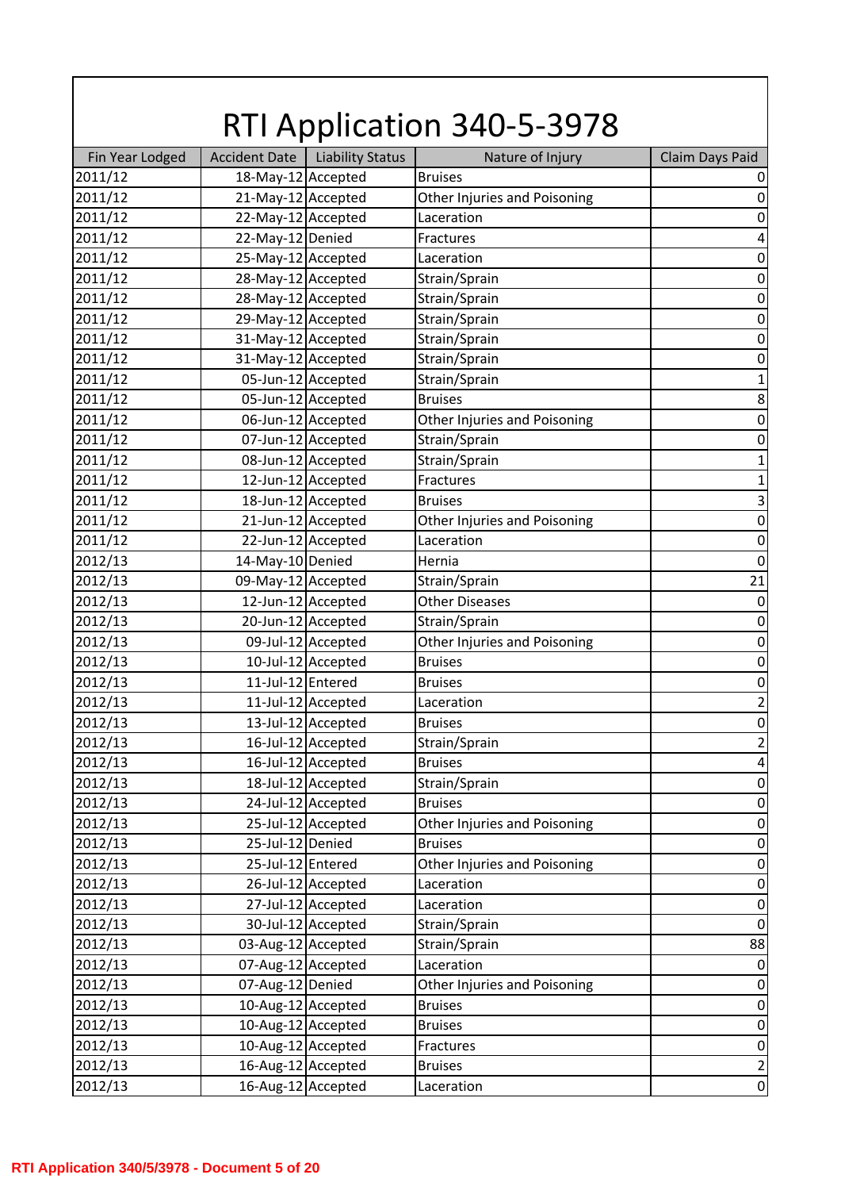# RTI Application 340-5-3978

| Fin Year Lodged | Accident Date | Liability Status | Nature of Injury | Claim Days Paid |
|---|---|---|---|---|
| 2011/12 | 18-May-12 | Accepted | Bruises | 0 |
| 2011/12 | 21-May-12 | Accepted | Other Injuries and Poisoning | 0 |
| 2011/12 | 22-May-12 | Accepted | Laceration | 0 |
| 2011/12 | 22-May-12 | Denied | Fractures | 4 |
| 2011/12 | 25-May-12 | Accepted | Laceration | 0 |
| 2011/12 | 28-May-12 | Accepted | Strain/Sprain | 0 |
| 2011/12 | 28-May-12 | Accepted | Strain/Sprain | 0 |
| 2011/12 | 29-May-12 | Accepted | Strain/Sprain | 0 |
| 2011/12 | 31-May-12 | Accepted | Strain/Sprain | 0 |
| 2011/12 | 31-May-12 | Accepted | Strain/Sprain | 0 |
| 2011/12 | 05-Jun-12 | Accepted | Strain/Sprain | 1 |
| 2011/12 | 05-Jun-12 | Accepted | Bruises | 8 |
| 2011/12 | 06-Jun-12 | Accepted | Other Injuries and Poisoning | 0 |
| 2011/12 | 07-Jun-12 | Accepted | Strain/Sprain | 0 |
| 2011/12 | 08-Jun-12 | Accepted | Strain/Sprain | 1 |
| 2011/12 | 12-Jun-12 | Accepted | Fractures | 1 |
| 2011/12 | 18-Jun-12 | Accepted | Bruises | 3 |
| 2011/12 | 21-Jun-12 | Accepted | Other Injuries and Poisoning | 0 |
| 2011/12 | 22-Jun-12 | Accepted | Laceration | 0 |
| 2012/13 | 14-May-10 | Denied | Hernia | 0 |
| 2012/13 | 09-May-12 | Accepted | Strain/Sprain | 21 |
| 2012/13 | 12-Jun-12 | Accepted | Other Diseases | 0 |
| 2012/13 | 20-Jun-12 | Accepted | Strain/Sprain | 0 |
| 2012/13 | 09-Jul-12 | Accepted | Other Injuries and Poisoning | 0 |
| 2012/13 | 10-Jul-12 | Accepted | Bruises | 0 |
| 2012/13 | 11-Jul-12 | Entered | Bruises | 0 |
| 2012/13 | 11-Jul-12 | Accepted | Laceration | 2 |
| 2012/13 | 13-Jul-12 | Accepted | Bruises | 0 |
| 2012/13 | 16-Jul-12 | Accepted | Strain/Sprain | 2 |
| 2012/13 | 16-Jul-12 | Accepted | Bruises | 4 |
| 2012/13 | 18-Jul-12 | Accepted | Strain/Sprain | 0 |
| 2012/13 | 24-Jul-12 | Accepted | Bruises | 0 |
| 2012/13 | 25-Jul-12 | Accepted | Other Injuries and Poisoning | 0 |
| 2012/13 | 25-Jul-12 | Denied | Bruises | 0 |
| 2012/13 | 25-Jul-12 | Entered | Other Injuries and Poisoning | 0 |
| 2012/13 | 26-Jul-12 | Accepted | Laceration | 0 |
| 2012/13 | 27-Jul-12 | Accepted | Laceration | 0 |
| 2012/13 | 30-Jul-12 | Accepted | Strain/Sprain | 0 |
| 2012/13 | 03-Aug-12 | Accepted | Strain/Sprain | 88 |
| 2012/13 | 07-Aug-12 | Accepted | Laceration | 0 |
| 2012/13 | 07-Aug-12 | Denied | Other Injuries and Poisoning | 0 |
| 2012/13 | 10-Aug-12 | Accepted | Bruises | 0 |
| 2012/13 | 10-Aug-12 | Accepted | Bruises | 0 |
| 2012/13 | 10-Aug-12 | Accepted | Fractures | 0 |
| 2012/13 | 16-Aug-12 | Accepted | Bruises | 2 |
| 2012/13 | 16-Aug-12 | Accepted | Laceration | 0 |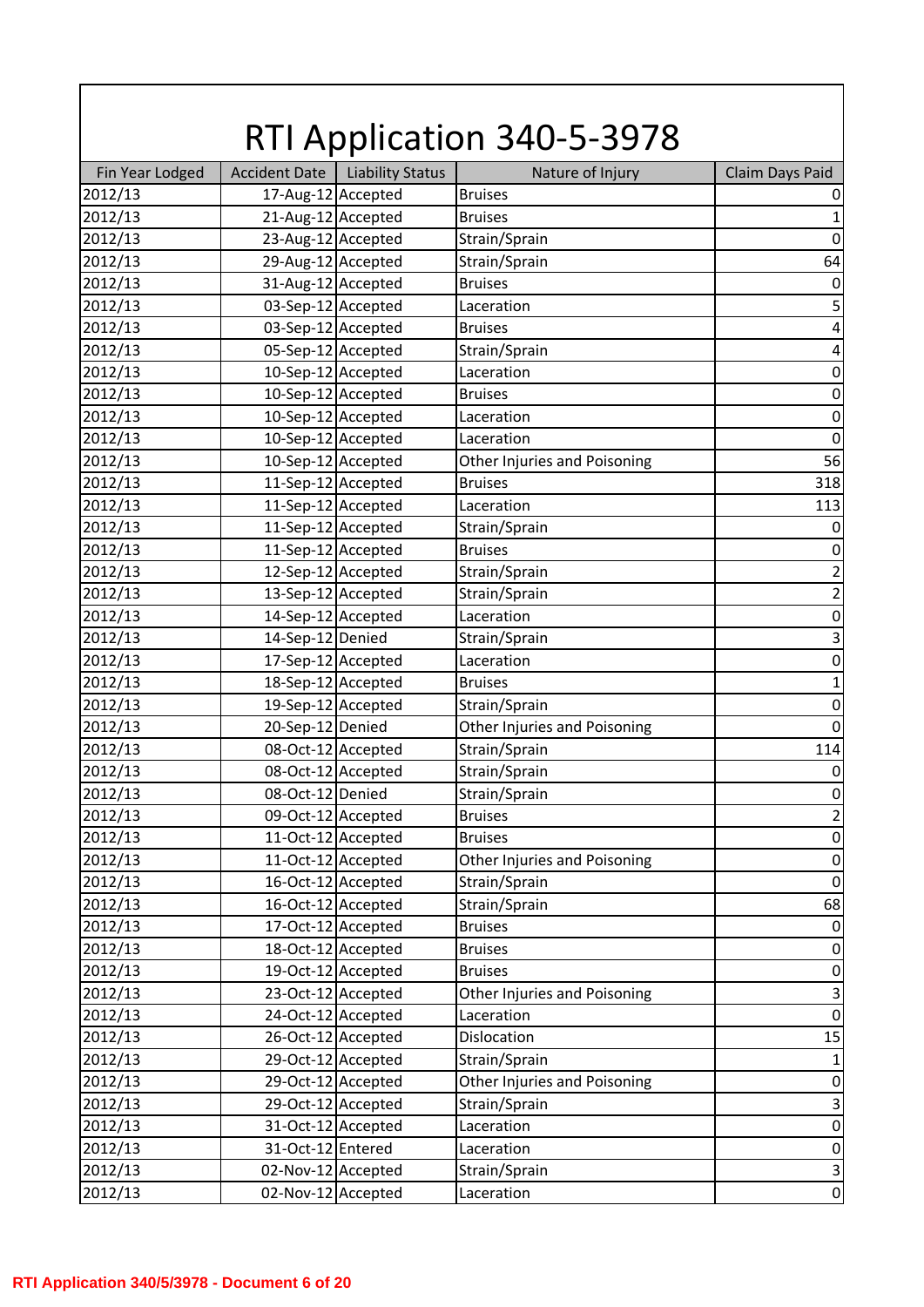# RTI Application 340-5-3978

| Fin Year Lodged | Accident Date | Liability Status | Nature of Injury | Claim Days Paid |
|---|---|---|---|---|
| 2012/13 | 17-Aug-12 | Accepted | Bruises | 0 |
| 2012/13 | 21-Aug-12 | Accepted | Bruises | 1 |
| 2012/13 | 23-Aug-12 | Accepted | Strain/Sprain | 0 |
| 2012/13 | 29-Aug-12 | Accepted | Strain/Sprain | 64 |
| 2012/13 | 31-Aug-12 | Accepted | Bruises | 0 |
| 2012/13 | 03-Sep-12 | Accepted | Laceration | 5 |
| 2012/13 | 03-Sep-12 | Accepted | Bruises | 4 |
| 2012/13 | 05-Sep-12 | Accepted | Strain/Sprain | 4 |
| 2012/13 | 10-Sep-12 | Accepted | Laceration | 0 |
| 2012/13 | 10-Sep-12 | Accepted | Bruises | 0 |
| 2012/13 | 10-Sep-12 | Accepted | Laceration | 0 |
| 2012/13 | 10-Sep-12 | Accepted | Laceration | 0 |
| 2012/13 | 10-Sep-12 | Accepted | Other Injuries and Poisoning | 56 |
| 2012/13 | 11-Sep-12 | Accepted | Bruises | 318 |
| 2012/13 | 11-Sep-12 | Accepted | Laceration | 113 |
| 2012/13 | 11-Sep-12 | Accepted | Strain/Sprain | 0 |
| 2012/13 | 11-Sep-12 | Accepted | Bruises | 0 |
| 2012/13 | 12-Sep-12 | Accepted | Strain/Sprain | 2 |
| 2012/13 | 13-Sep-12 | Accepted | Strain/Sprain | 2 |
| 2012/13 | 14-Sep-12 | Accepted | Laceration | 0 |
| 2012/13 | 14-Sep-12 | Denied | Strain/Sprain | 3 |
| 2012/13 | 17-Sep-12 | Accepted | Laceration | 0 |
| 2012/13 | 18-Sep-12 | Accepted | Bruises | 1 |
| 2012/13 | 19-Sep-12 | Accepted | Strain/Sprain | 0 |
| 2012/13 | 20-Sep-12 | Denied | Other Injuries and Poisoning | 0 |
| 2012/13 | 08-Oct-12 | Accepted | Strain/Sprain | 114 |
| 2012/13 | 08-Oct-12 | Accepted | Strain/Sprain | 0 |
| 2012/13 | 08-Oct-12 | Denied | Strain/Sprain | 0 |
| 2012/13 | 09-Oct-12 | Accepted | Bruises | 2 |
| 2012/13 | 11-Oct-12 | Accepted | Bruises | 0 |
| 2012/13 | 11-Oct-12 | Accepted | Other Injuries and Poisoning | 0 |
| 2012/13 | 16-Oct-12 | Accepted | Strain/Sprain | 0 |
| 2012/13 | 16-Oct-12 | Accepted | Strain/Sprain | 68 |
| 2012/13 | 17-Oct-12 | Accepted | Bruises | 0 |
| 2012/13 | 18-Oct-12 | Accepted | Bruises | 0 |
| 2012/13 | 19-Oct-12 | Accepted | Bruises | 0 |
| 2012/13 | 23-Oct-12 | Accepted | Other Injuries and Poisoning | 3 |
| 2012/13 | 24-Oct-12 | Accepted | Laceration | 0 |
| 2012/13 | 26-Oct-12 | Accepted | Dislocation | 15 |
| 2012/13 | 29-Oct-12 | Accepted | Strain/Sprain | 1 |
| 2012/13 | 29-Oct-12 | Accepted | Other Injuries and Poisoning | 0 |
| 2012/13 | 29-Oct-12 | Accepted | Strain/Sprain | 3 |
| 2012/13 | 31-Oct-12 | Accepted | Laceration | 0 |
| 2012/13 | 31-Oct-12 | Entered | Laceration | 0 |
| 2012/13 | 02-Nov-12 | Accepted | Strain/Sprain | 3 |
| 2012/13 | 02-Nov-12 | Accepted | Laceration | 0 |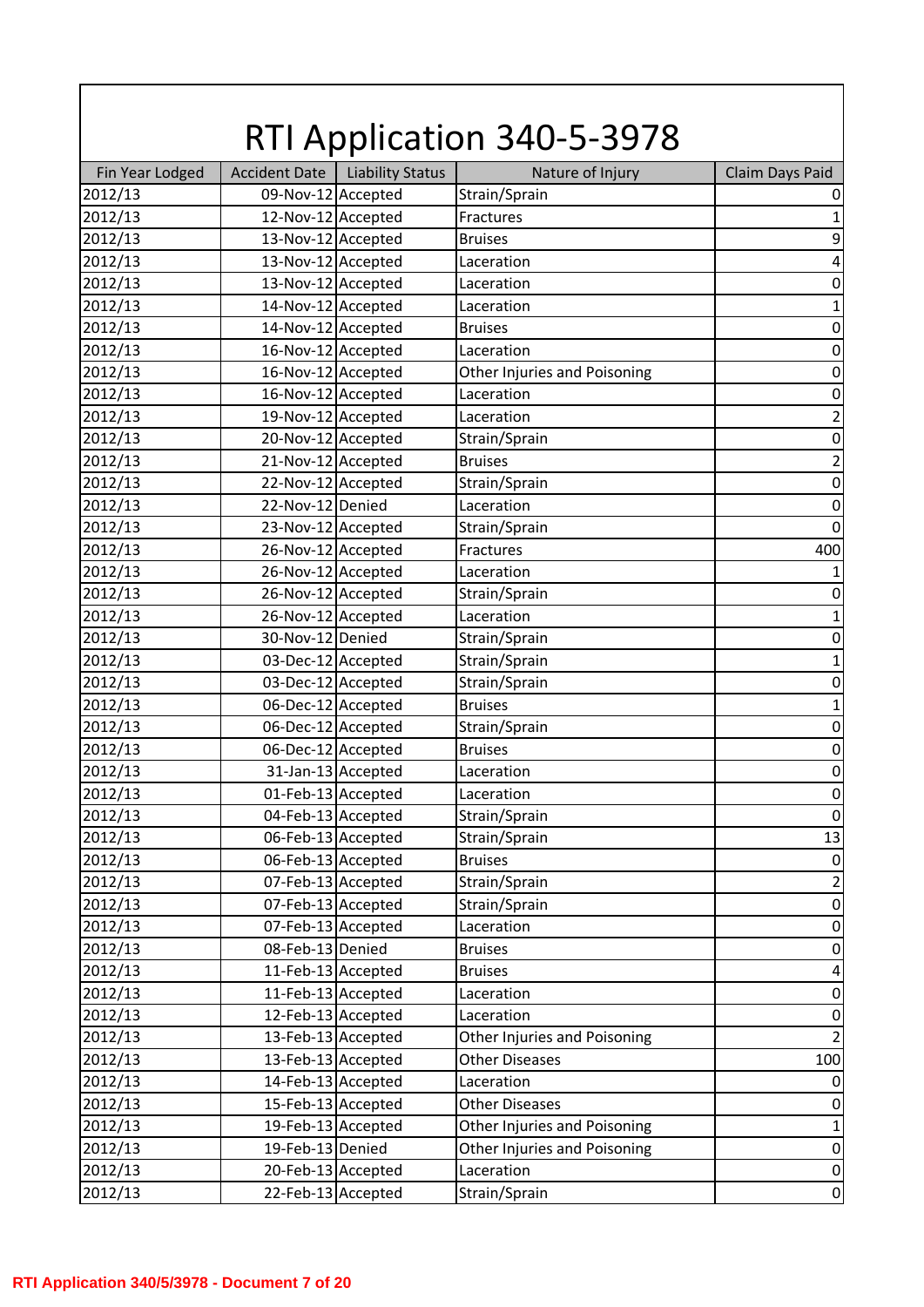# RTI Application 340-5-3978

| Fin Year Lodged | Accident Date | Liability Status | Nature of Injury | Claim Days Paid |
|---|---|---|---|---|
| 2012/13 | 09-Nov-12 | Accepted | Strain/Sprain | 0 |
| 2012/13 | 12-Nov-12 | Accepted | Fractures | 1 |
| 2012/13 | 13-Nov-12 | Accepted | Bruises | 9 |
| 2012/13 | 13-Nov-12 | Accepted | Laceration | 4 |
| 2012/13 | 13-Nov-12 | Accepted | Laceration | 0 |
| 2012/13 | 14-Nov-12 | Accepted | Laceration | 1 |
| 2012/13 | 14-Nov-12 | Accepted | Bruises | 0 |
| 2012/13 | 16-Nov-12 | Accepted | Laceration | 0 |
| 2012/13 | 16-Nov-12 | Accepted | Other Injuries and Poisoning | 0 |
| 2012/13 | 16-Nov-12 | Accepted | Laceration | 0 |
| 2012/13 | 19-Nov-12 | Accepted | Laceration | 2 |
| 2012/13 | 20-Nov-12 | Accepted | Strain/Sprain | 0 |
| 2012/13 | 21-Nov-12 | Accepted | Bruises | 2 |
| 2012/13 | 22-Nov-12 | Accepted | Strain/Sprain | 0 |
| 2012/13 | 22-Nov-12 | Denied | Laceration | 0 |
| 2012/13 | 23-Nov-12 | Accepted | Strain/Sprain | 0 |
| 2012/13 | 26-Nov-12 | Accepted | Fractures | 400 |
| 2012/13 | 26-Nov-12 | Accepted | Laceration | 1 |
| 2012/13 | 26-Nov-12 | Accepted | Strain/Sprain | 0 |
| 2012/13 | 26-Nov-12 | Accepted | Laceration | 1 |
| 2012/13 | 30-Nov-12 | Denied | Strain/Sprain | 0 |
| 2012/13 | 03-Dec-12 | Accepted | Strain/Sprain | 1 |
| 2012/13 | 03-Dec-12 | Accepted | Strain/Sprain | 0 |
| 2012/13 | 06-Dec-12 | Accepted | Bruises | 1 |
| 2012/13 | 06-Dec-12 | Accepted | Strain/Sprain | 0 |
| 2012/13 | 06-Dec-12 | Accepted | Bruises | 0 |
| 2012/13 | 31-Jan-13 | Accepted | Laceration | 0 |
| 2012/13 | 01-Feb-13 | Accepted | Laceration | 0 |
| 2012/13 | 04-Feb-13 | Accepted | Strain/Sprain | 0 |
| 2012/13 | 06-Feb-13 | Accepted | Strain/Sprain | 13 |
| 2012/13 | 06-Feb-13 | Accepted | Bruises | 0 |
| 2012/13 | 07-Feb-13 | Accepted | Strain/Sprain | 2 |
| 2012/13 | 07-Feb-13 | Accepted | Strain/Sprain | 0 |
| 2012/13 | 07-Feb-13 | Accepted | Laceration | 0 |
| 2012/13 | 08-Feb-13 | Denied | Bruises | 0 |
| 2012/13 | 11-Feb-13 | Accepted | Bruises | 4 |
| 2012/13 | 11-Feb-13 | Accepted | Laceration | 0 |
| 2012/13 | 12-Feb-13 | Accepted | Laceration | 0 |
| 2012/13 | 13-Feb-13 | Accepted | Other Injuries and Poisoning | 2 |
| 2012/13 | 13-Feb-13 | Accepted | Other Diseases | 100 |
| 2012/13 | 14-Feb-13 | Accepted | Laceration | 0 |
| 2012/13 | 15-Feb-13 | Accepted | Other Diseases | 0 |
| 2012/13 | 19-Feb-13 | Accepted | Other Injuries and Poisoning | 1 |
| 2012/13 | 19-Feb-13 | Denied | Other Injuries and Poisoning | 0 |
| 2012/13 | 20-Feb-13 | Accepted | Laceration | 0 |
| 2012/13 | 22-Feb-13 | Accepted | Strain/Sprain | 0 |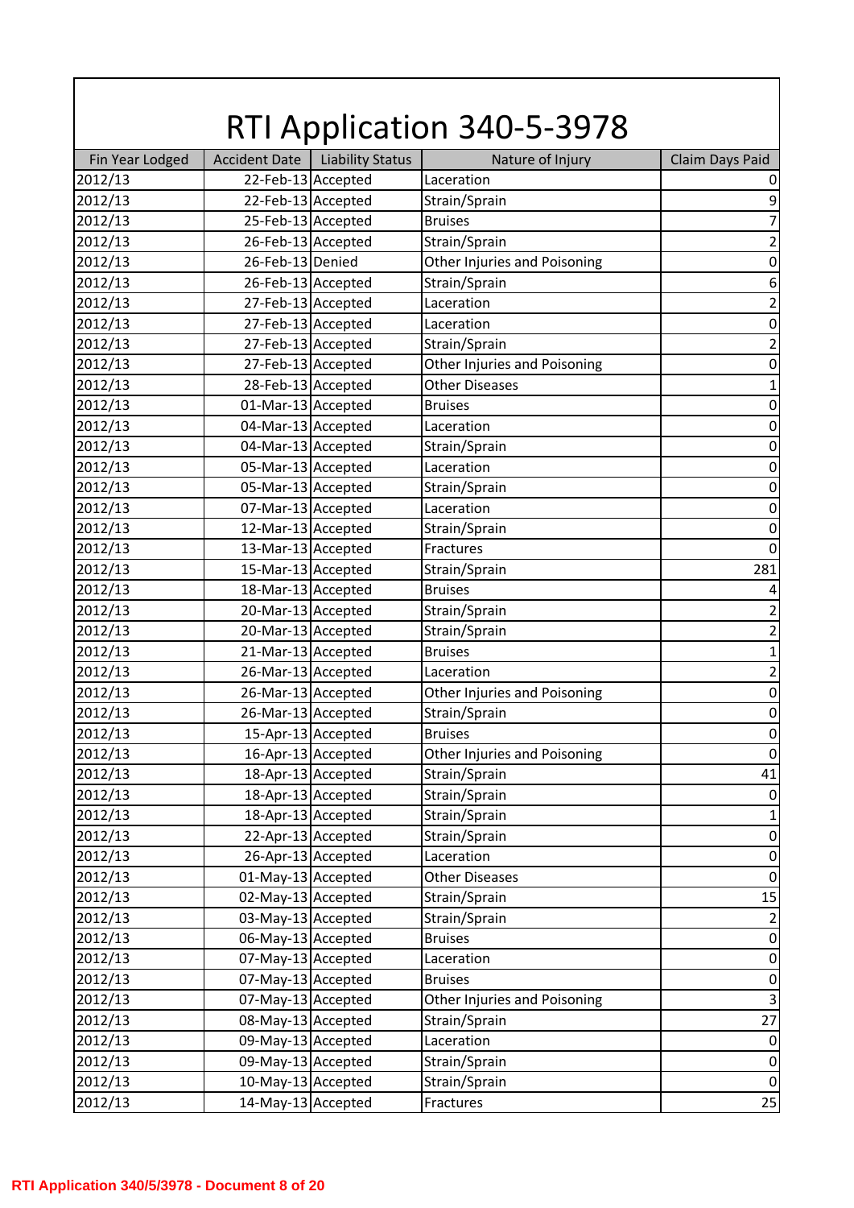# RTI Application 340-5-3978

| Fin Year Lodged | Accident Date | Liability Status | Nature of Injury | Claim Days Paid |
|---|---|---|---|---|
| 2012/13 | 22-Feb-13 | Accepted | Laceration | 0 |
| 2012/13 | 22-Feb-13 | Accepted | Strain/Sprain | 9 |
| 2012/13 | 25-Feb-13 | Accepted | Bruises | 7 |
| 2012/13 | 26-Feb-13 | Accepted | Strain/Sprain | 2 |
| 2012/13 | 26-Feb-13 | Denied | Other Injuries and Poisoning | 0 |
| 2012/13 | 26-Feb-13 | Accepted | Strain/Sprain | 6 |
| 2012/13 | 27-Feb-13 | Accepted | Laceration | 2 |
| 2012/13 | 27-Feb-13 | Accepted | Laceration | 0 |
| 2012/13 | 27-Feb-13 | Accepted | Strain/Sprain | 2 |
| 2012/13 | 27-Feb-13 | Accepted | Other Injuries and Poisoning | 0 |
| 2012/13 | 28-Feb-13 | Accepted | Other Diseases | 1 |
| 2012/13 | 01-Mar-13 | Accepted | Bruises | 0 |
| 2012/13 | 04-Mar-13 | Accepted | Laceration | 0 |
| 2012/13 | 04-Mar-13 | Accepted | Strain/Sprain | 0 |
| 2012/13 | 05-Mar-13 | Accepted | Laceration | 0 |
| 2012/13 | 05-Mar-13 | Accepted | Strain/Sprain | 0 |
| 2012/13 | 07-Mar-13 | Accepted | Laceration | 0 |
| 2012/13 | 12-Mar-13 | Accepted | Strain/Sprain | 0 |
| 2012/13 | 13-Mar-13 | Accepted | Fractures | 0 |
| 2012/13 | 15-Mar-13 | Accepted | Strain/Sprain | 281 |
| 2012/13 | 18-Mar-13 | Accepted | Bruises | 4 |
| 2012/13 | 20-Mar-13 | Accepted | Strain/Sprain | 2 |
| 2012/13 | 20-Mar-13 | Accepted | Strain/Sprain | 2 |
| 2012/13 | 21-Mar-13 | Accepted | Bruises | 1 |
| 2012/13 | 26-Mar-13 | Accepted | Laceration | 2 |
| 2012/13 | 26-Mar-13 | Accepted | Other Injuries and Poisoning | 0 |
| 2012/13 | 26-Mar-13 | Accepted | Strain/Sprain | 0 |
| 2012/13 | 15-Apr-13 | Accepted | Bruises | 0 |
| 2012/13 | 16-Apr-13 | Accepted | Other Injuries and Poisoning | 0 |
| 2012/13 | 18-Apr-13 | Accepted | Strain/Sprain | 41 |
| 2012/13 | 18-Apr-13 | Accepted | Strain/Sprain | 0 |
| 2012/13 | 18-Apr-13 | Accepted | Strain/Sprain | 1 |
| 2012/13 | 22-Apr-13 | Accepted | Strain/Sprain | 0 |
| 2012/13 | 26-Apr-13 | Accepted | Laceration | 0 |
| 2012/13 | 01-May-13 | Accepted | Other Diseases | 0 |
| 2012/13 | 02-May-13 | Accepted | Strain/Sprain | 15 |
| 2012/13 | 03-May-13 | Accepted | Strain/Sprain | 2 |
| 2012/13 | 06-May-13 | Accepted | Bruises | 0 |
| 2012/13 | 07-May-13 | Accepted | Laceration | 0 |
| 2012/13 | 07-May-13 | Accepted | Bruises | 0 |
| 2012/13 | 07-May-13 | Accepted | Other Injuries and Poisoning | 3 |
| 2012/13 | 08-May-13 | Accepted | Strain/Sprain | 27 |
| 2012/13 | 09-May-13 | Accepted | Laceration | 0 |
| 2012/13 | 09-May-13 | Accepted | Strain/Sprain | 0 |
| 2012/13 | 10-May-13 | Accepted | Strain/Sprain | 0 |
| 2012/13 | 14-May-13 | Accepted | Fractures | 25 |

RTI Application 340/5/3978 - Document 8 of 20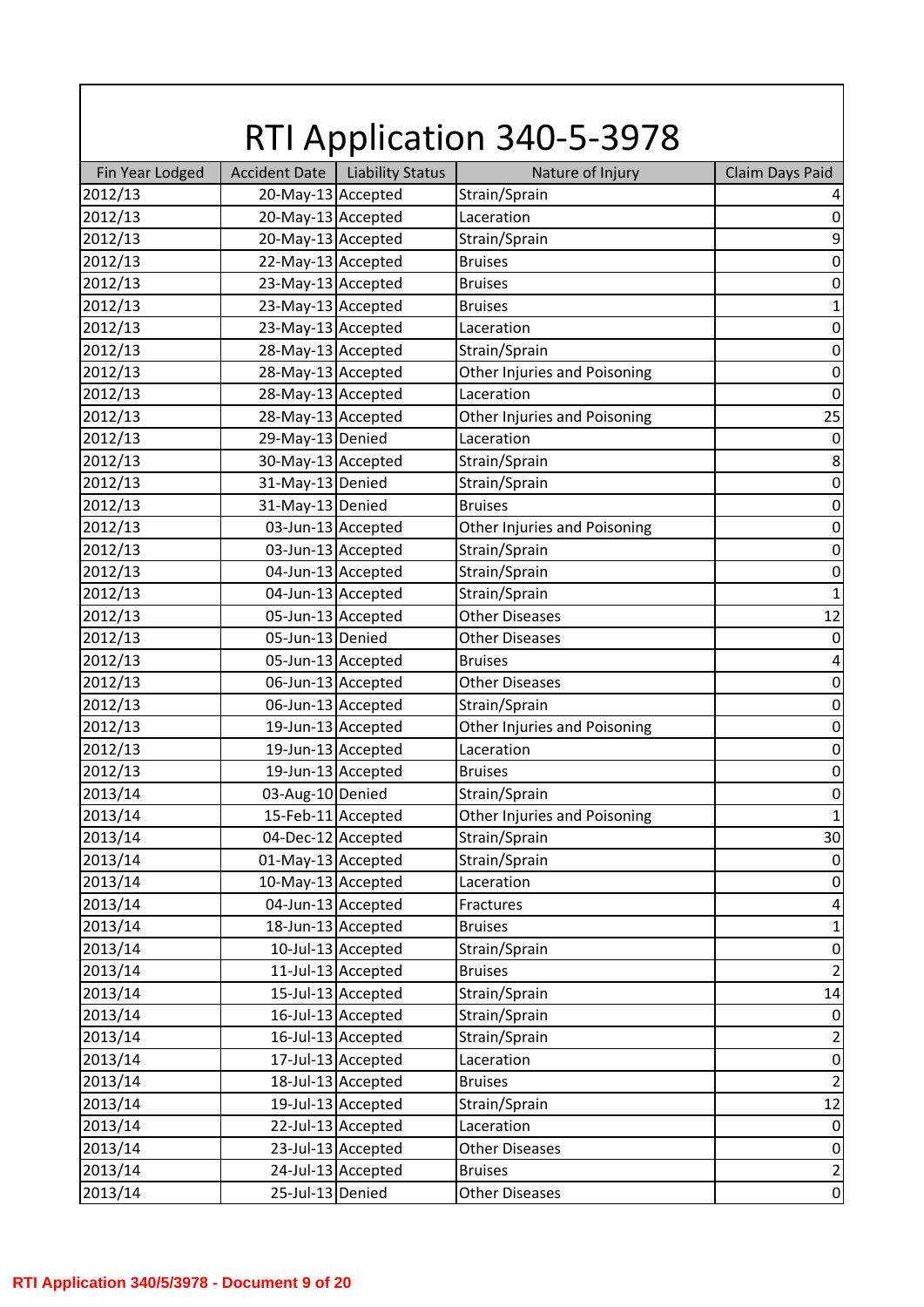# RTI Application 340-5-3978

| Fin Year Lodged | Accident Date | Liability Status | Nature of Injury | Claim Days Paid |
|---|---|---|---|---|
| 2012/13 | 20-May-13 | Accepted | Strain/Sprain | 4 |
| 2012/13 | 20-May-13 | Accepted | Laceration | 0 |
| 2012/13 | 20-May-13 | Accepted | Strain/Sprain | 9 |
| 2012/13 | 22-May-13 | Accepted | Bruises | 0 |
| 2012/13 | 23-May-13 | Accepted | Bruises | 0 |
| 2012/13 | 23-May-13 | Accepted | Bruises | 1 |
| 2012/13 | 23-May-13 | Accepted | Laceration | 0 |
| 2012/13 | 28-May-13 | Accepted | Strain/Sprain | 0 |
| 2012/13 | 28-May-13 | Accepted | Other Injuries and Poisoning | 0 |
| 2012/13 | 28-May-13 | Accepted | Laceration | 0 |
| 2012/13 | 28-May-13 | Accepted | Other Injuries and Poisoning | 25 |
| 2012/13 | 29-May-13 | Denied | Laceration | 0 |
| 2012/13 | 30-May-13 | Accepted | Strain/Sprain | 8 |
| 2012/13 | 31-May-13 | Denied | Strain/Sprain | 0 |
| 2012/13 | 31-May-13 | Denied | Bruises | 0 |
| 2012/13 | 03-Jun-13 | Accepted | Other Injuries and Poisoning | 0 |
| 2012/13 | 03-Jun-13 | Accepted | Strain/Sprain | 0 |
| 2012/13 | 04-Jun-13 | Accepted | Strain/Sprain | 0 |
| 2012/13 | 04-Jun-13 | Accepted | Strain/Sprain | 1 |
| 2012/13 | 05-Jun-13 | Accepted | Other Diseases | 12 |
| 2012/13 | 05-Jun-13 | Denied | Other Diseases | 0 |
| 2012/13 | 05-Jun-13 | Accepted | Bruises | 4 |
| 2012/13 | 06-Jun-13 | Accepted | Other Diseases | 0 |
| 2012/13 | 06-Jun-13 | Accepted | Strain/Sprain | 0 |
| 2012/13 | 19-Jun-13 | Accepted | Other Injuries and Poisoning | 0 |
| 2012/13 | 19-Jun-13 | Accepted | Laceration | 0 |
| 2012/13 | 19-Jun-13 | Accepted | Bruises | 0 |
| 2013/14 | 03-Aug-10 | Denied | Strain/Sprain | 0 |
| 2013/14 | 15-Feb-11 | Accepted | Other Injuries and Poisoning | 1 |
| 2013/14 | 04-Dec-12 | Accepted | Strain/Sprain | 30 |
| 2013/14 | 01-May-13 | Accepted | Strain/Sprain | 0 |
| 2013/14 | 10-May-13 | Accepted | Laceration | 0 |
| 2013/14 | 04-Jun-13 | Accepted | Fractures | 4 |
| 2013/14 | 18-Jun-13 | Accepted | Bruises | 1 |
| 2013/14 | 10-Jul-13 | Accepted | Strain/Sprain | 0 |
| 2013/14 | 11-Jul-13 | Accepted | Bruises | 2 |
| 2013/14 | 15-Jul-13 | Accepted | Strain/Sprain | 14 |
| 2013/14 | 16-Jul-13 | Accepted | Strain/Sprain | 0 |
| 2013/14 | 16-Jul-13 | Accepted | Strain/Sprain | 2 |
| 2013/14 | 17-Jul-13 | Accepted | Laceration | 0 |
| 2013/14 | 18-Jul-13 | Accepted | Bruises | 2 |
| 2013/14 | 19-Jul-13 | Accepted | Strain/Sprain | 12 |
| 2013/14 | 22-Jul-13 | Accepted | Laceration | 0 |
| 2013/14 | 23-Jul-13 | Accepted | Other Diseases | 0 |
| 2013/14 | 24-Jul-13 | Accepted | Bruises | 2 |
| 2013/14 | 25-Jul-13 | Denied | Other Diseases | 0 |

RTI Application 340/5/3978 - Document 9 of 20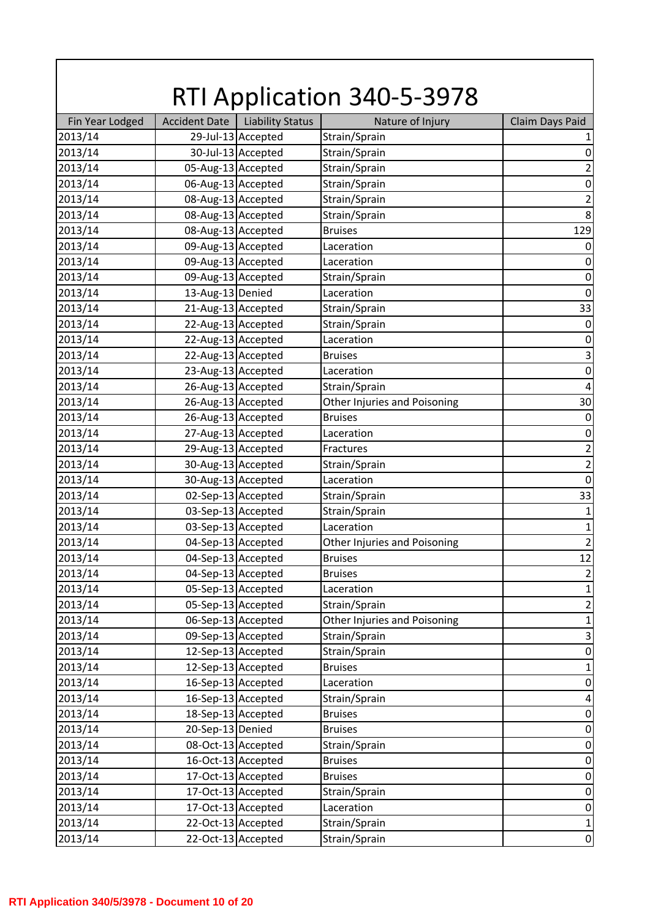# RTI Application 340-5-3978

| Fin Year Lodged | Accident Date | Liability Status | Nature of Injury | Claim Days Paid |
|---|---|---|---|---|
| 2013/14 | 29-Jul-13 | Accepted | Strain/Sprain | 1 |
| 2013/14 | 30-Jul-13 | Accepted | Strain/Sprain | 0 |
| 2013/14 | 05-Aug-13 | Accepted | Strain/Sprain | 2 |
| 2013/14 | 06-Aug-13 | Accepted | Strain/Sprain | 0 |
| 2013/14 | 08-Aug-13 | Accepted | Strain/Sprain | 2 |
| 2013/14 | 08-Aug-13 | Accepted | Strain/Sprain | 8 |
| 2013/14 | 08-Aug-13 | Accepted | Bruises | 129 |
| 2013/14 | 09-Aug-13 | Accepted | Laceration | 0 |
| 2013/14 | 09-Aug-13 | Accepted | Laceration | 0 |
| 2013/14 | 09-Aug-13 | Accepted | Strain/Sprain | 0 |
| 2013/14 | 13-Aug-13 | Denied | Laceration | 0 |
| 2013/14 | 21-Aug-13 | Accepted | Strain/Sprain | 33 |
| 2013/14 | 22-Aug-13 | Accepted | Strain/Sprain | 0 |
| 2013/14 | 22-Aug-13 | Accepted | Laceration | 0 |
| 2013/14 | 22-Aug-13 | Accepted | Bruises | 3 |
| 2013/14 | 23-Aug-13 | Accepted | Laceration | 0 |
| 2013/14 | 26-Aug-13 | Accepted | Strain/Sprain | 4 |
| 2013/14 | 26-Aug-13 | Accepted | Other Injuries and Poisoning | 30 |
| 2013/14 | 26-Aug-13 | Accepted | Bruises | 0 |
| 2013/14 | 27-Aug-13 | Accepted | Laceration | 0 |
| 2013/14 | 29-Aug-13 | Accepted | Fractures | 2 |
| 2013/14 | 30-Aug-13 | Accepted | Strain/Sprain | 2 |
| 2013/14 | 30-Aug-13 | Accepted | Laceration | 0 |
| 2013/14 | 02-Sep-13 | Accepted | Strain/Sprain | 33 |
| 2013/14 | 03-Sep-13 | Accepted | Strain/Sprain | 1 |
| 2013/14 | 03-Sep-13 | Accepted | Laceration | 1 |
| 2013/14 | 04-Sep-13 | Accepted | Other Injuries and Poisoning | 2 |
| 2013/14 | 04-Sep-13 | Accepted | Bruises | 12 |
| 2013/14 | 04-Sep-13 | Accepted | Bruises | 2 |
| 2013/14 | 05-Sep-13 | Accepted | Laceration | 1 |
| 2013/14 | 05-Sep-13 | Accepted | Strain/Sprain | 2 |
| 2013/14 | 06-Sep-13 | Accepted | Other Injuries and Poisoning | 1 |
| 2013/14 | 09-Sep-13 | Accepted | Strain/Sprain | 3 |
| 2013/14 | 12-Sep-13 | Accepted | Strain/Sprain | 0 |
| 2013/14 | 12-Sep-13 | Accepted | Bruises | 1 |
| 2013/14 | 16-Sep-13 | Accepted | Laceration | 0 |
| 2013/14 | 16-Sep-13 | Accepted | Strain/Sprain | 4 |
| 2013/14 | 18-Sep-13 | Accepted | Bruises | 0 |
| 2013/14 | 20-Sep-13 | Denied | Bruises | 0 |
| 2013/14 | 08-Oct-13 | Accepted | Strain/Sprain | 0 |
| 2013/14 | 16-Oct-13 | Accepted | Bruises | 0 |
| 2013/14 | 17-Oct-13 | Accepted | Bruises | 0 |
| 2013/14 | 17-Oct-13 | Accepted | Strain/Sprain | 0 |
| 2013/14 | 17-Oct-13 | Accepted | Laceration | 0 |
| 2013/14 | 22-Oct-13 | Accepted | Strain/Sprain | 1 |
| 2013/14 | 22-Oct-13 | Accepted | Strain/Sprain | 0 |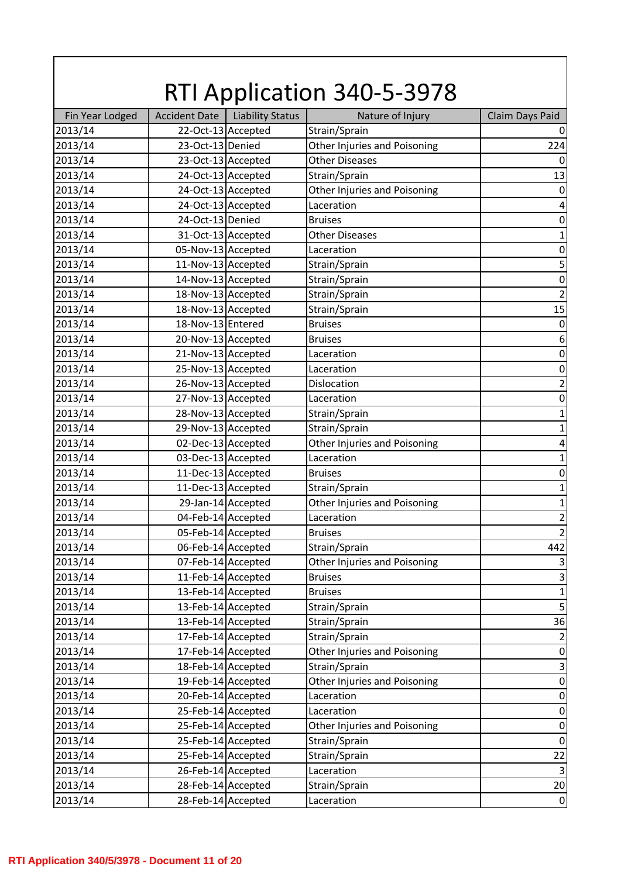# RTI Application 340-5-3978

| Fin Year Lodged | Accident Date | Liability Status | Nature of Injury | Claim Days Paid |
|---|---|---|---|---|
| 2013/14 | 22-Oct-13 | Accepted | Strain/Sprain | 0 |
| 2013/14 | 23-Oct-13 | Denied | Other Injuries and Poisoning | 224 |
| 2013/14 | 23-Oct-13 | Accepted | Other Diseases | 0 |
| 2013/14 | 24-Oct-13 | Accepted | Strain/Sprain | 13 |
| 2013/14 | 24-Oct-13 | Accepted | Other Injuries and Poisoning | 0 |
| 2013/14 | 24-Oct-13 | Accepted | Laceration | 4 |
| 2013/14 | 24-Oct-13 | Denied | Bruises | 0 |
| 2013/14 | 31-Oct-13 | Accepted | Other Diseases | 1 |
| 2013/14 | 05-Nov-13 | Accepted | Laceration | 0 |
| 2013/14 | 11-Nov-13 | Accepted | Strain/Sprain | 5 |
| 2013/14 | 14-Nov-13 | Accepted | Strain/Sprain | 0 |
| 2013/14 | 18-Nov-13 | Accepted | Strain/Sprain | 2 |
| 2013/14 | 18-Nov-13 | Accepted | Strain/Sprain | 15 |
| 2013/14 | 18-Nov-13 | Entered | Bruises | 0 |
| 2013/14 | 20-Nov-13 | Accepted | Bruises | 6 |
| 2013/14 | 21-Nov-13 | Accepted | Laceration | 0 |
| 2013/14 | 25-Nov-13 | Accepted | Laceration | 0 |
| 2013/14 | 26-Nov-13 | Accepted | Dislocation | 2 |
| 2013/14 | 27-Nov-13 | Accepted | Laceration | 0 |
| 2013/14 | 28-Nov-13 | Accepted | Strain/Sprain | 1 |
| 2013/14 | 29-Nov-13 | Accepted | Strain/Sprain | 1 |
| 2013/14 | 02-Dec-13 | Accepted | Other Injuries and Poisoning | 4 |
| 2013/14 | 03-Dec-13 | Accepted | Laceration | 1 |
| 2013/14 | 11-Dec-13 | Accepted | Bruises | 0 |
| 2013/14 | 11-Dec-13 | Accepted | Strain/Sprain | 1 |
| 2013/14 | 29-Jan-14 | Accepted | Other Injuries and Poisoning | 1 |
| 2013/14 | 04-Feb-14 | Accepted | Laceration | 2 |
| 2013/14 | 05-Feb-14 | Accepted | Bruises | 2 |
| 2013/14 | 06-Feb-14 | Accepted | Strain/Sprain | 442 |
| 2013/14 | 07-Feb-14 | Accepted | Other Injuries and Poisoning | 3 |
| 2013/14 | 11-Feb-14 | Accepted | Bruises | 3 |
| 2013/14 | 13-Feb-14 | Accepted | Bruises | 1 |
| 2013/14 | 13-Feb-14 | Accepted | Strain/Sprain | 5 |
| 2013/14 | 13-Feb-14 | Accepted | Strain/Sprain | 36 |
| 2013/14 | 17-Feb-14 | Accepted | Strain/Sprain | 2 |
| 2013/14 | 17-Feb-14 | Accepted | Other Injuries and Poisoning | 0 |
| 2013/14 | 18-Feb-14 | Accepted | Strain/Sprain | 3 |
| 2013/14 | 19-Feb-14 | Accepted | Other Injuries and Poisoning | 0 |
| 2013/14 | 20-Feb-14 | Accepted | Laceration | 0 |
| 2013/14 | 25-Feb-14 | Accepted | Laceration | 0 |
| 2013/14 | 25-Feb-14 | Accepted | Other Injuries and Poisoning | 0 |
| 2013/14 | 25-Feb-14 | Accepted | Strain/Sprain | 0 |
| 2013/14 | 25-Feb-14 | Accepted | Strain/Sprain | 22 |
| 2013/14 | 26-Feb-14 | Accepted | Laceration | 3 |
| 2013/14 | 28-Feb-14 | Accepted | Strain/Sprain | 20 |
| 2013/14 | 28-Feb-14 | Accepted | Laceration | 0 |

RTI Application 340/5/3978 - Document 11 of 20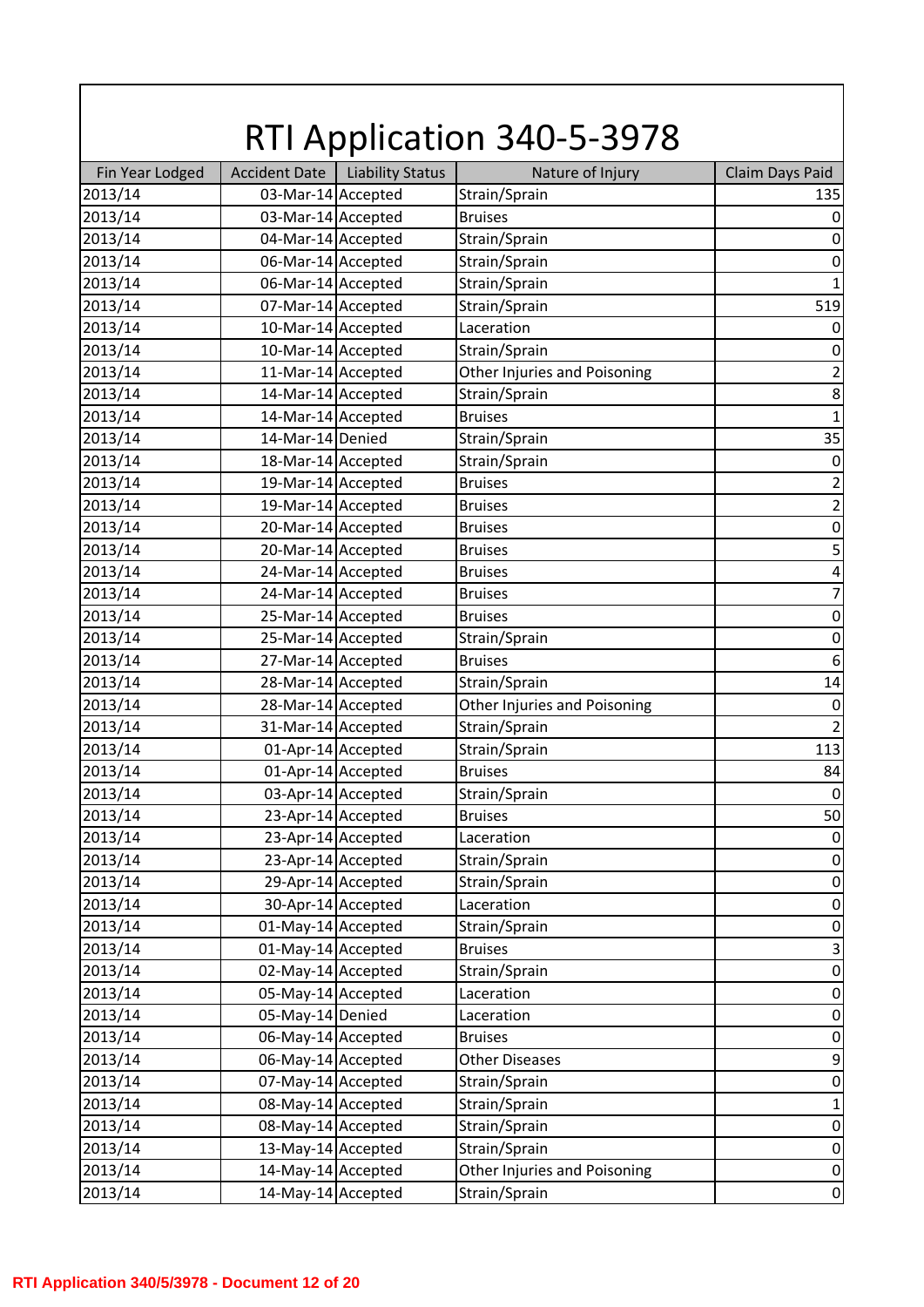# RTI Application 340-5-3978

| Fin Year Lodged | Accident Date | Liability Status | Nature of Injury | Claim Days Paid |
|---|---|---|---|---|
| 2013/14 | 03-Mar-14 | Accepted | Strain/Sprain | 135 |
| 2013/14 | 03-Mar-14 | Accepted | Bruises | 0 |
| 2013/14 | 04-Mar-14 | Accepted | Strain/Sprain | 0 |
| 2013/14 | 06-Mar-14 | Accepted | Strain/Sprain | 0 |
| 2013/14 | 06-Mar-14 | Accepted | Strain/Sprain | 1 |
| 2013/14 | 07-Mar-14 | Accepted | Strain/Sprain | 519 |
| 2013/14 | 10-Mar-14 | Accepted | Laceration | 0 |
| 2013/14 | 10-Mar-14 | Accepted | Strain/Sprain | 0 |
| 2013/14 | 11-Mar-14 | Accepted | Other Injuries and Poisoning | 2 |
| 2013/14 | 14-Mar-14 | Accepted | Strain/Sprain | 8 |
| 2013/14 | 14-Mar-14 | Accepted | Bruises | 1 |
| 2013/14 | 14-Mar-14 | Denied | Strain/Sprain | 35 |
| 2013/14 | 18-Mar-14 | Accepted | Strain/Sprain | 0 |
| 2013/14 | 19-Mar-14 | Accepted | Bruises | 2 |
| 2013/14 | 19-Mar-14 | Accepted | Bruises | 2 |
| 2013/14 | 20-Mar-14 | Accepted | Bruises | 0 |
| 2013/14 | 20-Mar-14 | Accepted | Bruises | 5 |
| 2013/14 | 24-Mar-14 | Accepted | Bruises | 4 |
| 2013/14 | 24-Mar-14 | Accepted | Bruises | 7 |
| 2013/14 | 25-Mar-14 | Accepted | Bruises | 0 |
| 2013/14 | 25-Mar-14 | Accepted | Strain/Sprain | 0 |
| 2013/14 | 27-Mar-14 | Accepted | Bruises | 6 |
| 2013/14 | 28-Mar-14 | Accepted | Strain/Sprain | 14 |
| 2013/14 | 28-Mar-14 | Accepted | Other Injuries and Poisoning | 0 |
| 2013/14 | 31-Mar-14 | Accepted | Strain/Sprain | 2 |
| 2013/14 | 01-Apr-14 | Accepted | Strain/Sprain | 113 |
| 2013/14 | 01-Apr-14 | Accepted | Bruises | 84 |
| 2013/14 | 03-Apr-14 | Accepted | Strain/Sprain | 0 |
| 2013/14 | 23-Apr-14 | Accepted | Bruises | 50 |
| 2013/14 | 23-Apr-14 | Accepted | Laceration | 0 |
| 2013/14 | 23-Apr-14 | Accepted | Strain/Sprain | 0 |
| 2013/14 | 29-Apr-14 | Accepted | Strain/Sprain | 0 |
| 2013/14 | 30-Apr-14 | Accepted | Laceration | 0 |
| 2013/14 | 01-May-14 | Accepted | Strain/Sprain | 0 |
| 2013/14 | 01-May-14 | Accepted | Bruises | 3 |
| 2013/14 | 02-May-14 | Accepted | Strain/Sprain | 0 |
| 2013/14 | 05-May-14 | Accepted | Laceration | 0 |
| 2013/14 | 05-May-14 | Denied | Laceration | 0 |
| 2013/14 | 06-May-14 | Accepted | Bruises | 0 |
| 2013/14 | 06-May-14 | Accepted | Other Diseases | 9 |
| 2013/14 | 07-May-14 | Accepted | Strain/Sprain | 0 |
| 2013/14 | 08-May-14 | Accepted | Strain/Sprain | 1 |
| 2013/14 | 08-May-14 | Accepted | Strain/Sprain | 0 |
| 2013/14 | 13-May-14 | Accepted | Strain/Sprain | 0 |
| 2013/14 | 14-May-14 | Accepted | Other Injuries and Poisoning | 0 |
| 2013/14 | 14-May-14 | Accepted | Strain/Sprain | 0 |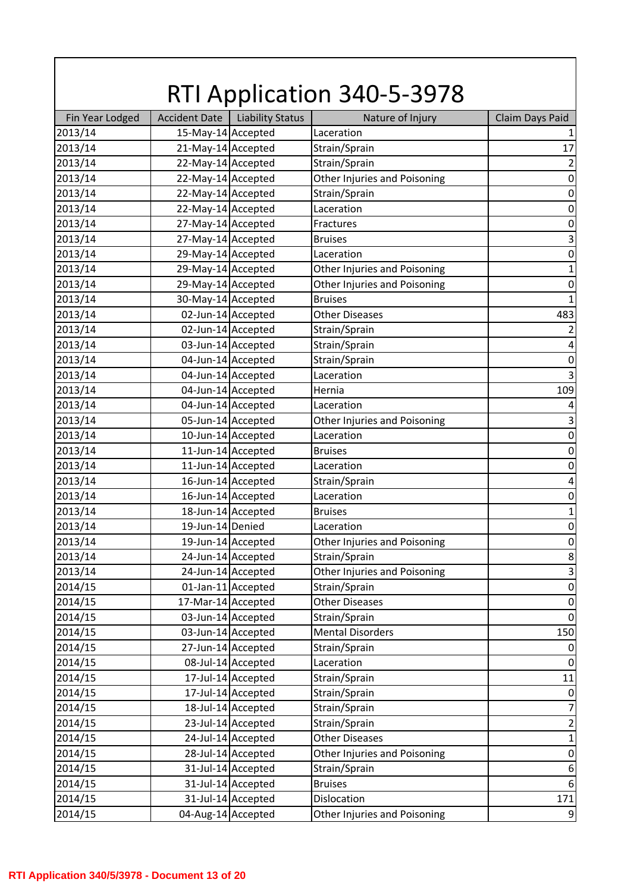# RTI Application 340-5-3978

| Fin Year Lodged | Accident Date | Liability Status | Nature of Injury | Claim Days Paid |
|---|---|---|---|---|
| 2013/14 | 15-May-14 | Accepted | Laceration | 1 |
| 2013/14 | 21-May-14 | Accepted | Strain/Sprain | 17 |
| 2013/14 | 22-May-14 | Accepted | Strain/Sprain | 2 |
| 2013/14 | 22-May-14 | Accepted | Other Injuries and Poisoning | 0 |
| 2013/14 | 22-May-14 | Accepted | Strain/Sprain | 0 |
| 2013/14 | 22-May-14 | Accepted | Laceration | 0 |
| 2013/14 | 27-May-14 | Accepted | Fractures | 0 |
| 2013/14 | 27-May-14 | Accepted | Bruises | 3 |
| 2013/14 | 29-May-14 | Accepted | Laceration | 0 |
| 2013/14 | 29-May-14 | Accepted | Other Injuries and Poisoning | 1 |
| 2013/14 | 29-May-14 | Accepted | Other Injuries and Poisoning | 0 |
| 2013/14 | 30-May-14 | Accepted | Bruises | 1 |
| 2013/14 | 02-Jun-14 | Accepted | Other Diseases | 483 |
| 2013/14 | 02-Jun-14 | Accepted | Strain/Sprain | 2 |
| 2013/14 | 03-Jun-14 | Accepted | Strain/Sprain | 4 |
| 2013/14 | 04-Jun-14 | Accepted | Strain/Sprain | 0 |
| 2013/14 | 04-Jun-14 | Accepted | Laceration | 3 |
| 2013/14 | 04-Jun-14 | Accepted | Hernia | 109 |
| 2013/14 | 04-Jun-14 | Accepted | Laceration | 4 |
| 2013/14 | 05-Jun-14 | Accepted | Other Injuries and Poisoning | 3 |
| 2013/14 | 10-Jun-14 | Accepted | Laceration | 0 |
| 2013/14 | 11-Jun-14 | Accepted | Bruises | 0 |
| 2013/14 | 11-Jun-14 | Accepted | Laceration | 0 |
| 2013/14 | 16-Jun-14 | Accepted | Strain/Sprain | 4 |
| 2013/14 | 16-Jun-14 | Accepted | Laceration | 0 |
| 2013/14 | 18-Jun-14 | Accepted | Bruises | 1 |
| 2013/14 | 19-Jun-14 | Denied | Laceration | 0 |
| 2013/14 | 19-Jun-14 | Accepted | Other Injuries and Poisoning | 0 |
| 2013/14 | 24-Jun-14 | Accepted | Strain/Sprain | 8 |
| 2013/14 | 24-Jun-14 | Accepted | Other Injuries and Poisoning | 3 |
| 2014/15 | 01-Jan-11 | Accepted | Strain/Sprain | 0 |
| 2014/15 | 17-Mar-14 | Accepted | Other Diseases | 0 |
| 2014/15 | 03-Jun-14 | Accepted | Strain/Sprain | 0 |
| 2014/15 | 03-Jun-14 | Accepted | Mental Disorders | 150 |
| 2014/15 | 27-Jun-14 | Accepted | Strain/Sprain | 0 |
| 2014/15 | 08-Jul-14 | Accepted | Laceration | 0 |
| 2014/15 | 17-Jul-14 | Accepted | Strain/Sprain | 11 |
| 2014/15 | 17-Jul-14 | Accepted | Strain/Sprain | 0 |
| 2014/15 | 18-Jul-14 | Accepted | Strain/Sprain | 7 |
| 2014/15 | 23-Jul-14 | Accepted | Strain/Sprain | 2 |
| 2014/15 | 24-Jul-14 | Accepted | Other Diseases | 1 |
| 2014/15 | 28-Jul-14 | Accepted | Other Injuries and Poisoning | 0 |
| 2014/15 | 31-Jul-14 | Accepted | Strain/Sprain | 6 |
| 2014/15 | 31-Jul-14 | Accepted | Bruises | 6 |
| 2014/15 | 31-Jul-14 | Accepted | Dislocation | 171 |
| 2014/15 | 04-Aug-14 | Accepted | Other Injuries and Poisoning | 9 |

RTI Application 340/5/3978 - Document 13 of 20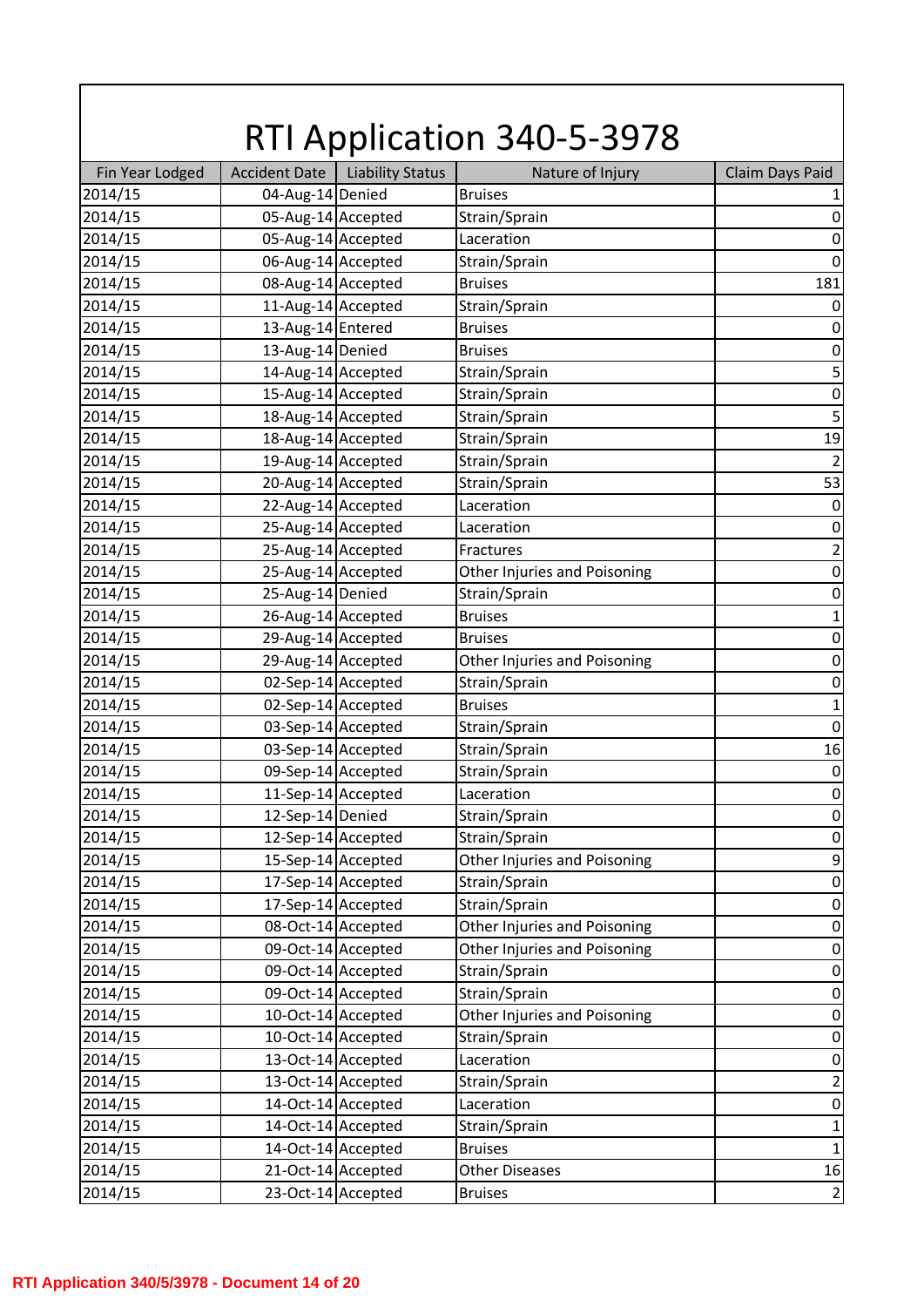# RTI Application 340-5-3978

| Fin Year Lodged | Accident Date | Liability Status | Nature of Injury | Claim Days Paid |
|---|---|---|---|---|
| 2014/15 | 04-Aug-14 | Denied | Bruises | 1 |
| 2014/15 | 05-Aug-14 | Accepted | Strain/Sprain | 0 |
| 2014/15 | 05-Aug-14 | Accepted | Laceration | 0 |
| 2014/15 | 06-Aug-14 | Accepted | Strain/Sprain | 0 |
| 2014/15 | 08-Aug-14 | Accepted | Bruises | 181 |
| 2014/15 | 11-Aug-14 | Accepted | Strain/Sprain | 0 |
| 2014/15 | 13-Aug-14 | Entered | Bruises | 0 |
| 2014/15 | 13-Aug-14 | Denied | Bruises | 0 |
| 2014/15 | 14-Aug-14 | Accepted | Strain/Sprain | 5 |
| 2014/15 | 15-Aug-14 | Accepted | Strain/Sprain | 0 |
| 2014/15 | 18-Aug-14 | Accepted | Strain/Sprain | 5 |
| 2014/15 | 18-Aug-14 | Accepted | Strain/Sprain | 19 |
| 2014/15 | 19-Aug-14 | Accepted | Strain/Sprain | 2 |
| 2014/15 | 20-Aug-14 | Accepted | Strain/Sprain | 53 |
| 2014/15 | 22-Aug-14 | Accepted | Laceration | 0 |
| 2014/15 | 25-Aug-14 | Accepted | Laceration | 0 |
| 2014/15 | 25-Aug-14 | Accepted | Fractures | 2 |
| 2014/15 | 25-Aug-14 | Accepted | Other Injuries and Poisoning | 0 |
| 2014/15 | 25-Aug-14 | Denied | Strain/Sprain | 0 |
| 2014/15 | 26-Aug-14 | Accepted | Bruises | 1 |
| 2014/15 | 29-Aug-14 | Accepted | Bruises | 0 |
| 2014/15 | 29-Aug-14 | Accepted | Other Injuries and Poisoning | 0 |
| 2014/15 | 02-Sep-14 | Accepted | Strain/Sprain | 0 |
| 2014/15 | 02-Sep-14 | Accepted | Bruises | 1 |
| 2014/15 | 03-Sep-14 | Accepted | Strain/Sprain | 0 |
| 2014/15 | 03-Sep-14 | Accepted | Strain/Sprain | 16 |
| 2014/15 | 09-Sep-14 | Accepted | Strain/Sprain | 0 |
| 2014/15 | 11-Sep-14 | Accepted | Laceration | 0 |
| 2014/15 | 12-Sep-14 | Denied | Strain/Sprain | 0 |
| 2014/15 | 12-Sep-14 | Accepted | Strain/Sprain | 0 |
| 2014/15 | 15-Sep-14 | Accepted | Other Injuries and Poisoning | 9 |
| 2014/15 | 17-Sep-14 | Accepted | Strain/Sprain | 0 |
| 2014/15 | 17-Sep-14 | Accepted | Strain/Sprain | 0 |
| 2014/15 | 08-Oct-14 | Accepted | Other Injuries and Poisoning | 0 |
| 2014/15 | 09-Oct-14 | Accepted | Other Injuries and Poisoning | 0 |
| 2014/15 | 09-Oct-14 | Accepted | Strain/Sprain | 0 |
| 2014/15 | 09-Oct-14 | Accepted | Strain/Sprain | 0 |
| 2014/15 | 10-Oct-14 | Accepted | Other Injuries and Poisoning | 0 |
| 2014/15 | 10-Oct-14 | Accepted | Strain/Sprain | 0 |
| 2014/15 | 13-Oct-14 | Accepted | Laceration | 0 |
| 2014/15 | 13-Oct-14 | Accepted | Strain/Sprain | 2 |
| 2014/15 | 14-Oct-14 | Accepted | Laceration | 0 |
| 2014/15 | 14-Oct-14 | Accepted | Strain/Sprain | 1 |
| 2014/15 | 14-Oct-14 | Accepted | Bruises | 1 |
| 2014/15 | 21-Oct-14 | Accepted | Other Diseases | 16 |
| 2014/15 | 23-Oct-14 | Accepted | Bruises | 2 |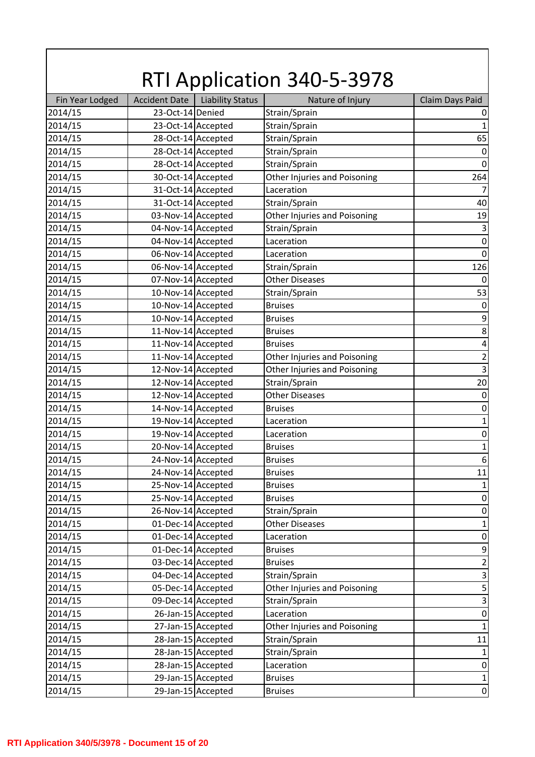# RTI Application 340-5-3978

| Fin Year Lodged | Accident Date | Liability Status | Nature of Injury | Claim Days Paid |
|---|---|---|---|---|
| 2014/15 | 23-Oct-14 | Denied | Strain/Sprain | 0 |
| 2014/15 | 23-Oct-14 | Accepted | Strain/Sprain | 1 |
| 2014/15 | 28-Oct-14 | Accepted | Strain/Sprain | 65 |
| 2014/15 | 28-Oct-14 | Accepted | Strain/Sprain | 0 |
| 2014/15 | 28-Oct-14 | Accepted | Strain/Sprain | 0 |
| 2014/15 | 30-Oct-14 | Accepted | Other Injuries and Poisoning | 264 |
| 2014/15 | 31-Oct-14 | Accepted | Laceration | 7 |
| 2014/15 | 31-Oct-14 | Accepted | Strain/Sprain | 40 |
| 2014/15 | 03-Nov-14 | Accepted | Other Injuries and Poisoning | 19 |
| 2014/15 | 04-Nov-14 | Accepted | Strain/Sprain | 3 |
| 2014/15 | 04-Nov-14 | Accepted | Laceration | 0 |
| 2014/15 | 06-Nov-14 | Accepted | Laceration | 0 |
| 2014/15 | 06-Nov-14 | Accepted | Strain/Sprain | 126 |
| 2014/15 | 07-Nov-14 | Accepted | Other Diseases | 0 |
| 2014/15 | 10-Nov-14 | Accepted | Strain/Sprain | 53 |
| 2014/15 | 10-Nov-14 | Accepted | Bruises | 0 |
| 2014/15 | 10-Nov-14 | Accepted | Bruises | 9 |
| 2014/15 | 11-Nov-14 | Accepted | Bruises | 8 |
| 2014/15 | 11-Nov-14 | Accepted | Bruises | 4 |
| 2014/15 | 11-Nov-14 | Accepted | Other Injuries and Poisoning | 2 |
| 2014/15 | 12-Nov-14 | Accepted | Other Injuries and Poisoning | 3 |
| 2014/15 | 12-Nov-14 | Accepted | Strain/Sprain | 20 |
| 2014/15 | 12-Nov-14 | Accepted | Other Diseases | 0 |
| 2014/15 | 14-Nov-14 | Accepted | Bruises | 0 |
| 2014/15 | 19-Nov-14 | Accepted | Laceration | 1 |
| 2014/15 | 19-Nov-14 | Accepted | Laceration | 0 |
| 2014/15 | 20-Nov-14 | Accepted | Bruises | 1 |
| 2014/15 | 24-Nov-14 | Accepted | Bruises | 6 |
| 2014/15 | 24-Nov-14 | Accepted | Bruises | 11 |
| 2014/15 | 25-Nov-14 | Accepted | Bruises | 1 |
| 2014/15 | 25-Nov-14 | Accepted | Bruises | 0 |
| 2014/15 | 26-Nov-14 | Accepted | Strain/Sprain | 0 |
| 2014/15 | 01-Dec-14 | Accepted | Other Diseases | 1 |
| 2014/15 | 01-Dec-14 | Accepted | Laceration | 0 |
| 2014/15 | 01-Dec-14 | Accepted | Bruises | 9 |
| 2014/15 | 03-Dec-14 | Accepted | Bruises | 2 |
| 2014/15 | 04-Dec-14 | Accepted | Strain/Sprain | 3 |
| 2014/15 | 05-Dec-14 | Accepted | Other Injuries and Poisoning | 5 |
| 2014/15 | 09-Dec-14 | Accepted | Strain/Sprain | 3 |
| 2014/15 | 26-Jan-15 | Accepted | Laceration | 0 |
| 2014/15 | 27-Jan-15 | Accepted | Other Injuries and Poisoning | 1 |
| 2014/15 | 28-Jan-15 | Accepted | Strain/Sprain | 11 |
| 2014/15 | 28-Jan-15 | Accepted | Strain/Sprain | 1 |
| 2014/15 | 28-Jan-15 | Accepted | Laceration | 0 |
| 2014/15 | 29-Jan-15 | Accepted | Bruises | 1 |
| 2014/15 | 29-Jan-15 | Accepted | Bruises | 0 |

RTI Application 340/5/3978 - Document 15 of 20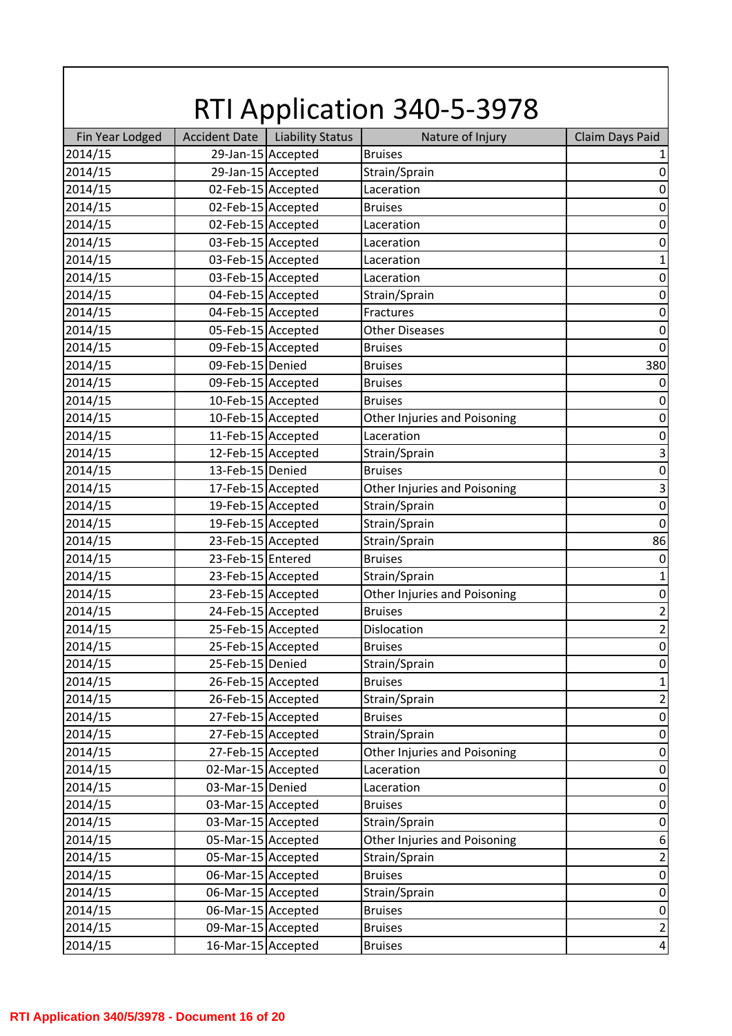# RTI Application 340-5-3978

| Fin Year Lodged | Accident Date | Liability Status | Nature of Injury | Claim Days Paid |
|---|---|---|---|---|
| 2014/15 | 29-Jan-15 | Accepted | Bruises | 1 |
| 2014/15 | 29-Jan-15 | Accepted | Strain/Sprain | 0 |
| 2014/15 | 02-Feb-15 | Accepted | Laceration | 0 |
| 2014/15 | 02-Feb-15 | Accepted | Bruises | 0 |
| 2014/15 | 02-Feb-15 | Accepted | Laceration | 0 |
| 2014/15 | 03-Feb-15 | Accepted | Laceration | 0 |
| 2014/15 | 03-Feb-15 | Accepted | Laceration | 1 |
| 2014/15 | 03-Feb-15 | Accepted | Laceration | 0 |
| 2014/15 | 04-Feb-15 | Accepted | Strain/Sprain | 0 |
| 2014/15 | 04-Feb-15 | Accepted | Fractures | 0 |
| 2014/15 | 05-Feb-15 | Accepted | Other Diseases | 0 |
| 2014/15 | 09-Feb-15 | Accepted | Bruises | 0 |
| 2014/15 | 09-Feb-15 | Denied | Bruises | 380 |
| 2014/15 | 09-Feb-15 | Accepted | Bruises | 0 |
| 2014/15 | 10-Feb-15 | Accepted | Bruises | 0 |
| 2014/15 | 10-Feb-15 | Accepted | Other Injuries and Poisoning | 0 |
| 2014/15 | 11-Feb-15 | Accepted | Laceration | 0 |
| 2014/15 | 12-Feb-15 | Accepted | Strain/Sprain | 3 |
| 2014/15 | 13-Feb-15 | Denied | Bruises | 0 |
| 2014/15 | 17-Feb-15 | Accepted | Other Injuries and Poisoning | 3 |
| 2014/15 | 19-Feb-15 | Accepted | Strain/Sprain | 0 |
| 2014/15 | 19-Feb-15 | Accepted | Strain/Sprain | 0 |
| 2014/15 | 23-Feb-15 | Accepted | Strain/Sprain | 86 |
| 2014/15 | 23-Feb-15 | Entered | Bruises | 0 |
| 2014/15 | 23-Feb-15 | Accepted | Strain/Sprain | 1 |
| 2014/15 | 23-Feb-15 | Accepted | Other Injuries and Poisoning | 0 |
| 2014/15 | 24-Feb-15 | Accepted | Bruises | 2 |
| 2014/15 | 25-Feb-15 | Accepted | Dislocation | 2 |
| 2014/15 | 25-Feb-15 | Accepted | Bruises | 0 |
| 2014/15 | 25-Feb-15 | Denied | Strain/Sprain | 0 |
| 2014/15 | 26-Feb-15 | Accepted | Bruises | 1 |
| 2014/15 | 26-Feb-15 | Accepted | Strain/Sprain | 2 |
| 2014/15 | 27-Feb-15 | Accepted | Bruises | 0 |
| 2014/15 | 27-Feb-15 | Accepted | Strain/Sprain | 0 |
| 2014/15 | 27-Feb-15 | Accepted | Other Injuries and Poisoning | 0 |
| 2014/15 | 02-Mar-15 | Accepted | Laceration | 0 |
| 2014/15 | 03-Mar-15 | Denied | Laceration | 0 |
| 2014/15 | 03-Mar-15 | Accepted | Bruises | 0 |
| 2014/15 | 03-Mar-15 | Accepted | Strain/Sprain | 0 |
| 2014/15 | 05-Mar-15 | Accepted | Other Injuries and Poisoning | 6 |
| 2014/15 | 05-Mar-15 | Accepted | Strain/Sprain | 2 |
| 2014/15 | 06-Mar-15 | Accepted | Bruises | 0 |
| 2014/15 | 06-Mar-15 | Accepted | Strain/Sprain | 0 |
| 2014/15 | 06-Mar-15 | Accepted | Bruises | 0 |
| 2014/15 | 09-Mar-15 | Accepted | Bruises | 2 |
| 2014/15 | 16-Mar-15 | Accepted | Bruises | 4 |

RTI Application 340/5/3978 - Document 16 of 20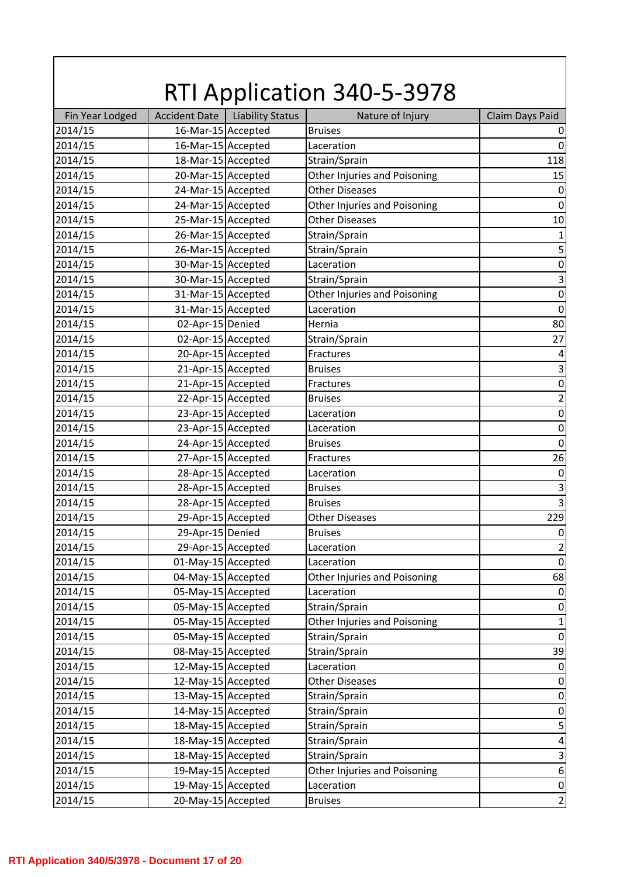# RTI Application 340-5-3978

| Fin Year Lodged | Accident Date | Liability Status | Nature of Injury | Claim Days Paid |
|---|---|---|---|---|
| 2014/15 | 16-Mar-15 | Accepted | Bruises | 0 |
| 2014/15 | 16-Mar-15 | Accepted | Laceration | 0 |
| 2014/15 | 18-Mar-15 | Accepted | Strain/Sprain | 118 |
| 2014/15 | 20-Mar-15 | Accepted | Other Injuries and Poisoning | 15 |
| 2014/15 | 24-Mar-15 | Accepted | Other Diseases | 0 |
| 2014/15 | 24-Mar-15 | Accepted | Other Injuries and Poisoning | 0 |
| 2014/15 | 25-Mar-15 | Accepted | Other Diseases | 10 |
| 2014/15 | 26-Mar-15 | Accepted | Strain/Sprain | 1 |
| 2014/15 | 26-Mar-15 | Accepted | Strain/Sprain | 5 |
| 2014/15 | 30-Mar-15 | Accepted | Laceration | 0 |
| 2014/15 | 30-Mar-15 | Accepted | Strain/Sprain | 3 |
| 2014/15 | 31-Mar-15 | Accepted | Other Injuries and Poisoning | 0 |
| 2014/15 | 31-Mar-15 | Accepted | Laceration | 0 |
| 2014/15 | 02-Apr-15 | Denied | Hernia | 80 |
| 2014/15 | 02-Apr-15 | Accepted | Strain/Sprain | 27 |
| 2014/15 | 20-Apr-15 | Accepted | Fractures | 4 |
| 2014/15 | 21-Apr-15 | Accepted | Bruises | 3 |
| 2014/15 | 21-Apr-15 | Accepted | Fractures | 0 |
| 2014/15 | 22-Apr-15 | Accepted | Bruises | 2 |
| 2014/15 | 23-Apr-15 | Accepted | Laceration | 0 |
| 2014/15 | 23-Apr-15 | Accepted | Laceration | 0 |
| 2014/15 | 24-Apr-15 | Accepted | Bruises | 0 |
| 2014/15 | 27-Apr-15 | Accepted | Fractures | 26 |
| 2014/15 | 28-Apr-15 | Accepted | Laceration | 0 |
| 2014/15 | 28-Apr-15 | Accepted | Bruises | 3 |
| 2014/15 | 28-Apr-15 | Accepted | Bruises | 3 |
| 2014/15 | 29-Apr-15 | Accepted | Other Diseases | 229 |
| 2014/15 | 29-Apr-15 | Denied | Bruises | 0 |
| 2014/15 | 29-Apr-15 | Accepted | Laceration | 2 |
| 2014/15 | 01-May-15 | Accepted | Laceration | 0 |
| 2014/15 | 04-May-15 | Accepted | Other Injuries and Poisoning | 68 |
| 2014/15 | 05-May-15 | Accepted | Laceration | 0 |
| 2014/15 | 05-May-15 | Accepted | Strain/Sprain | 0 |
| 2014/15 | 05-May-15 | Accepted | Other Injuries and Poisoning | 1 |
| 2014/15 | 05-May-15 | Accepted | Strain/Sprain | 0 |
| 2014/15 | 08-May-15 | Accepted | Strain/Sprain | 39 |
| 2014/15 | 12-May-15 | Accepted | Laceration | 0 |
| 2014/15 | 12-May-15 | Accepted | Other Diseases | 0 |
| 2014/15 | 13-May-15 | Accepted | Strain/Sprain | 0 |
| 2014/15 | 14-May-15 | Accepted | Strain/Sprain | 0 |
| 2014/15 | 18-May-15 | Accepted | Strain/Sprain | 5 |
| 2014/15 | 18-May-15 | Accepted | Strain/Sprain | 4 |
| 2014/15 | 18-May-15 | Accepted | Strain/Sprain | 3 |
| 2014/15 | 19-May-15 | Accepted | Other Injuries and Poisoning | 6 |
| 2014/15 | 19-May-15 | Accepted | Laceration | 0 |
| 2014/15 | 20-May-15 | Accepted | Bruises | 2 |

**RTI Application 340/5/3978 - Document 17 of 20**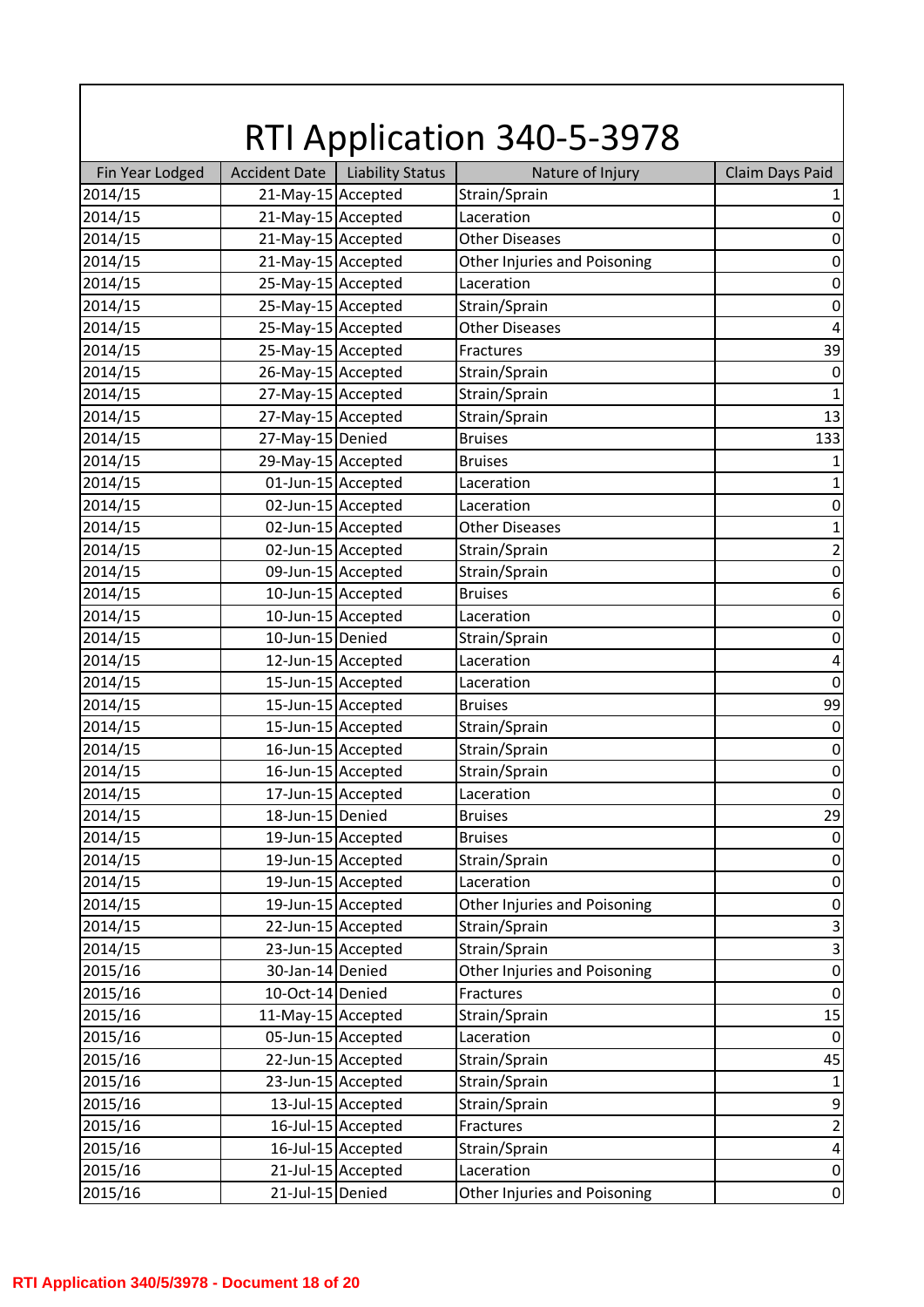# RTI Application 340-5-3978

| Fin Year Lodged | Accident Date | Liability Status | Nature of Injury | Claim Days Paid |
|---|---|---|---|---|
| 2014/15 | 21-May-15 | Accepted | Strain/Sprain | 1 |
| 2014/15 | 21-May-15 | Accepted | Laceration | 0 |
| 2014/15 | 21-May-15 | Accepted | Other Diseases | 0 |
| 2014/15 | 21-May-15 | Accepted | Other Injuries and Poisoning | 0 |
| 2014/15 | 25-May-15 | Accepted | Laceration | 0 |
| 2014/15 | 25-May-15 | Accepted | Strain/Sprain | 0 |
| 2014/15 | 25-May-15 | Accepted | Other Diseases | 4 |
| 2014/15 | 25-May-15 | Accepted | Fractures | 39 |
| 2014/15 | 26-May-15 | Accepted | Strain/Sprain | 0 |
| 2014/15 | 27-May-15 | Accepted | Strain/Sprain | 1 |
| 2014/15 | 27-May-15 | Accepted | Strain/Sprain | 13 |
| 2014/15 | 27-May-15 | Denied | Bruises | 133 |
| 2014/15 | 29-May-15 | Accepted | Bruises | 1 |
| 2014/15 | 01-Jun-15 | Accepted | Laceration | 1 |
| 2014/15 | 02-Jun-15 | Accepted | Laceration | 0 |
| 2014/15 | 02-Jun-15 | Accepted | Other Diseases | 1 |
| 2014/15 | 02-Jun-15 | Accepted | Strain/Sprain | 2 |
| 2014/15 | 09-Jun-15 | Accepted | Strain/Sprain | 0 |
| 2014/15 | 10-Jun-15 | Accepted | Bruises | 6 |
| 2014/15 | 10-Jun-15 | Accepted | Laceration | 0 |
| 2014/15 | 10-Jun-15 | Denied | Strain/Sprain | 0 |
| 2014/15 | 12-Jun-15 | Accepted | Laceration | 4 |
| 2014/15 | 15-Jun-15 | Accepted | Laceration | 0 |
| 2014/15 | 15-Jun-15 | Accepted | Bruises | 99 |
| 2014/15 | 15-Jun-15 | Accepted | Strain/Sprain | 0 |
| 2014/15 | 16-Jun-15 | Accepted | Strain/Sprain | 0 |
| 2014/15 | 16-Jun-15 | Accepted | Strain/Sprain | 0 |
| 2014/15 | 17-Jun-15 | Accepted | Laceration | 0 |
| 2014/15 | 18-Jun-15 | Denied | Bruises | 29 |
| 2014/15 | 19-Jun-15 | Accepted | Bruises | 0 |
| 2014/15 | 19-Jun-15 | Accepted | Strain/Sprain | 0 |
| 2014/15 | 19-Jun-15 | Accepted | Laceration | 0 |
| 2014/15 | 19-Jun-15 | Accepted | Other Injuries and Poisoning | 0 |
| 2014/15 | 22-Jun-15 | Accepted | Strain/Sprain | 3 |
| 2014/15 | 23-Jun-15 | Accepted | Strain/Sprain | 3 |
| 2015/16 | 30-Jan-14 | Denied | Other Injuries and Poisoning | 0 |
| 2015/16 | 10-Oct-14 | Denied | Fractures | 0 |
| 2015/16 | 11-May-15 | Accepted | Strain/Sprain | 15 |
| 2015/16 | 05-Jun-15 | Accepted | Laceration | 0 |
| 2015/16 | 22-Jun-15 | Accepted | Strain/Sprain | 45 |
| 2015/16 | 23-Jun-15 | Accepted | Strain/Sprain | 1 |
| 2015/16 | 13-Jul-15 | Accepted | Strain/Sprain | 9 |
| 2015/16 | 16-Jul-15 | Accepted | Fractures | 2 |
| 2015/16 | 16-Jul-15 | Accepted | Strain/Sprain | 4 |
| 2015/16 | 21-Jul-15 | Accepted | Laceration | 0 |
| 2015/16 | 21-Jul-15 | Denied | Other Injuries and Poisoning | 0 |

RTI Application 340/5/3978 - Document 18 of 20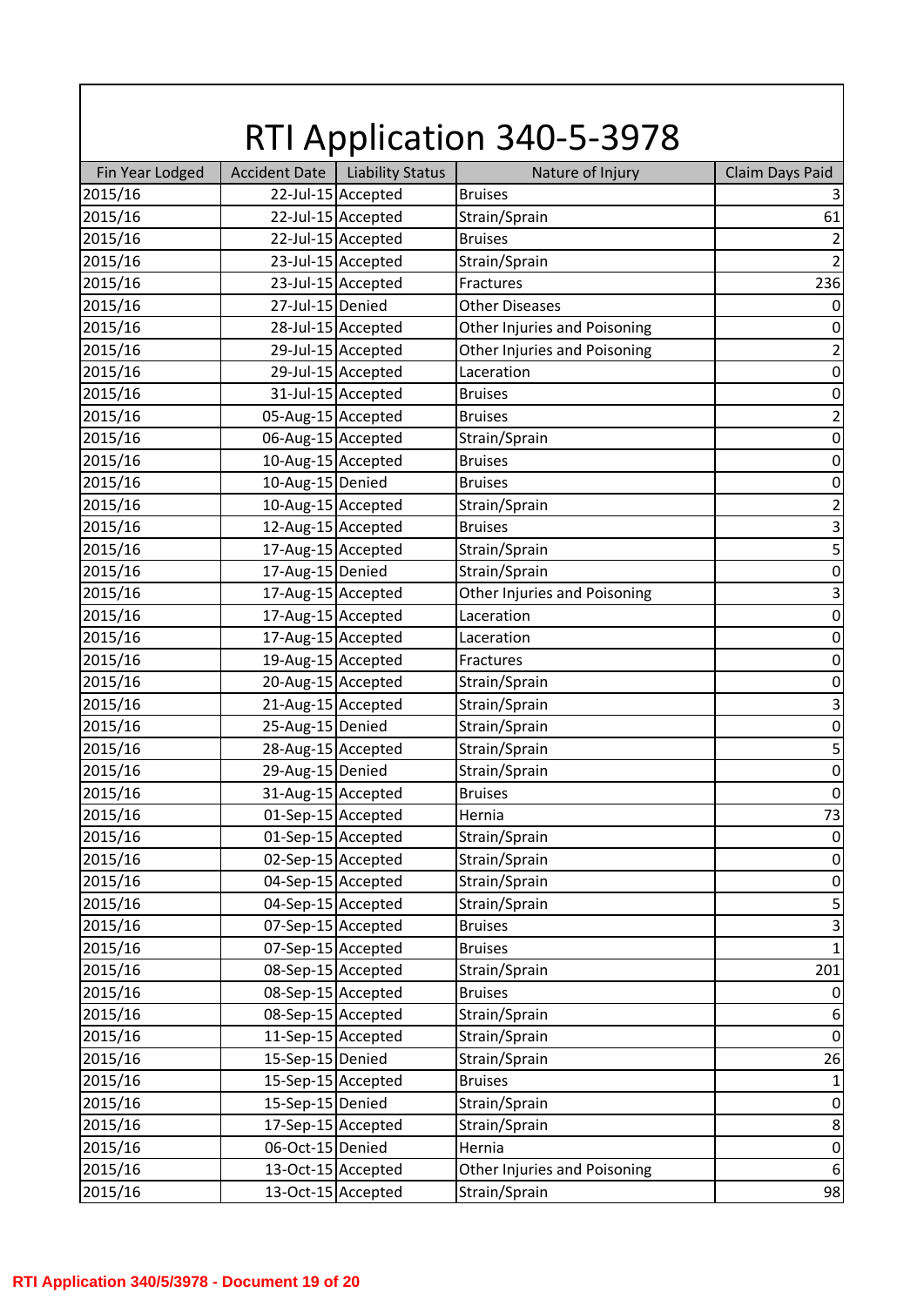# RTI Application 340-5-3978

| Fin Year Lodged | Accident Date | Liability Status | Nature of Injury | Claim Days Paid |
|---|---|---|---|---|
| 2015/16 | 22-Jul-15 | Accepted | Bruises | 3 |
| 2015/16 | 22-Jul-15 | Accepted | Strain/Sprain | 61 |
| 2015/16 | 22-Jul-15 | Accepted | Bruises | 2 |
| 2015/16 | 23-Jul-15 | Accepted | Strain/Sprain | 2 |
| 2015/16 | 23-Jul-15 | Accepted | Fractures | 236 |
| 2015/16 | 27-Jul-15 | Denied | Other Diseases | 0 |
| 2015/16 | 28-Jul-15 | Accepted | Other Injuries and Poisoning | 0 |
| 2015/16 | 29-Jul-15 | Accepted | Other Injuries and Poisoning | 2 |
| 2015/16 | 29-Jul-15 | Accepted | Laceration | 0 |
| 2015/16 | 31-Jul-15 | Accepted | Bruises | 0 |
| 2015/16 | 05-Aug-15 | Accepted | Bruises | 2 |
| 2015/16 | 06-Aug-15 | Accepted | Strain/Sprain | 0 |
| 2015/16 | 10-Aug-15 | Accepted | Bruises | 0 |
| 2015/16 | 10-Aug-15 | Denied | Bruises | 0 |
| 2015/16 | 10-Aug-15 | Accepted | Strain/Sprain | 2 |
| 2015/16 | 12-Aug-15 | Accepted | Bruises | 3 |
| 2015/16 | 17-Aug-15 | Accepted | Strain/Sprain | 5 |
| 2015/16 | 17-Aug-15 | Denied | Strain/Sprain | 0 |
| 2015/16 | 17-Aug-15 | Accepted | Other Injuries and Poisoning | 3 |
| 2015/16 | 17-Aug-15 | Accepted | Laceration | 0 |
| 2015/16 | 17-Aug-15 | Accepted | Laceration | 0 |
| 2015/16 | 19-Aug-15 | Accepted | Fractures | 0 |
| 2015/16 | 20-Aug-15 | Accepted | Strain/Sprain | 0 |
| 2015/16 | 21-Aug-15 | Accepted | Strain/Sprain | 3 |
| 2015/16 | 25-Aug-15 | Denied | Strain/Sprain | 0 |
| 2015/16 | 28-Aug-15 | Accepted | Strain/Sprain | 5 |
| 2015/16 | 29-Aug-15 | Denied | Strain/Sprain | 0 |
| 2015/16 | 31-Aug-15 | Accepted | Bruises | 0 |
| 2015/16 | 01-Sep-15 | Accepted | Hernia | 73 |
| 2015/16 | 01-Sep-15 | Accepted | Strain/Sprain | 0 |
| 2015/16 | 02-Sep-15 | Accepted | Strain/Sprain | 0 |
| 2015/16 | 04-Sep-15 | Accepted | Strain/Sprain | 0 |
| 2015/16 | 04-Sep-15 | Accepted | Strain/Sprain | 5 |
| 2015/16 | 07-Sep-15 | Accepted | Bruises | 3 |
| 2015/16 | 07-Sep-15 | Accepted | Bruises | 1 |
| 2015/16 | 08-Sep-15 | Accepted | Strain/Sprain | 201 |
| 2015/16 | 08-Sep-15 | Accepted | Bruises | 0 |
| 2015/16 | 08-Sep-15 | Accepted | Strain/Sprain | 6 |
| 2015/16 | 11-Sep-15 | Accepted | Strain/Sprain | 0 |
| 2015/16 | 15-Sep-15 | Denied | Strain/Sprain | 26 |
| 2015/16 | 15-Sep-15 | Accepted | Bruises | 1 |
| 2015/16 | 15-Sep-15 | Denied | Strain/Sprain | 0 |
| 2015/16 | 17-Sep-15 | Accepted | Strain/Sprain | 8 |
| 2015/16 | 06-Oct-15 | Denied | Hernia | 0 |
| 2015/16 | 13-Oct-15 | Accepted | Other Injuries and Poisoning | 6 |
| 2015/16 | 13-Oct-15 | Accepted | Strain/Sprain | 98 |

RTI Application 340/5/3978 - Document 19 of 20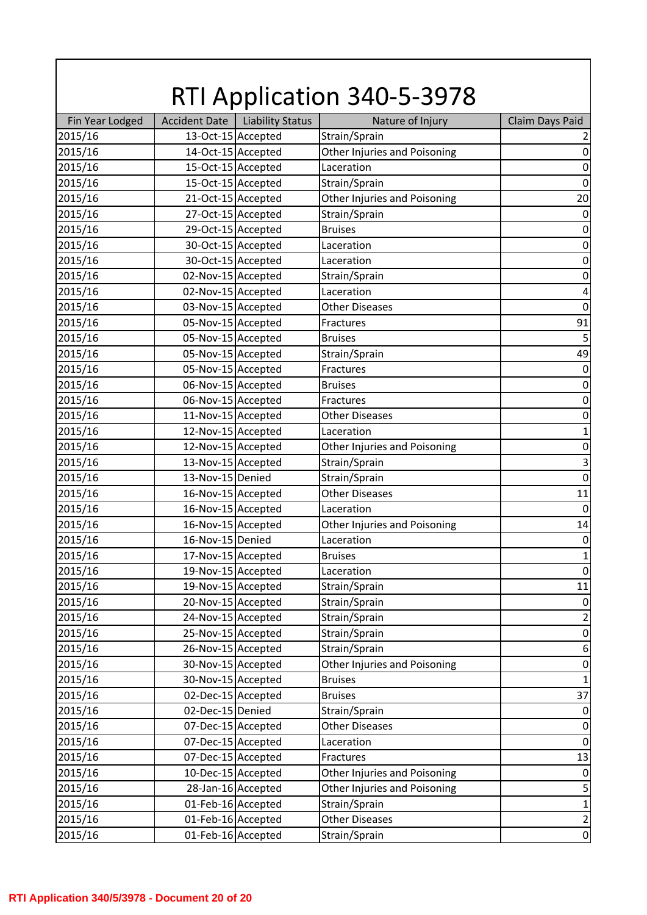# RTI Application 340-5-3978

| Fin Year Lodged | Accident Date | Liability Status | Nature of Injury | Claim Days Paid |
|---|---|---|---|---|
| 2015/16 | 13-Oct-15 | Accepted | Strain/Sprain | 2 |
| 2015/16 | 14-Oct-15 | Accepted | Other Injuries and Poisoning | 0 |
| 2015/16 | 15-Oct-15 | Accepted | Laceration | 0 |
| 2015/16 | 15-Oct-15 | Accepted | Strain/Sprain | 0 |
| 2015/16 | 21-Oct-15 | Accepted | Other Injuries and Poisoning | 20 |
| 2015/16 | 27-Oct-15 | Accepted | Strain/Sprain | 0 |
| 2015/16 | 29-Oct-15 | Accepted | Bruises | 0 |
| 2015/16 | 30-Oct-15 | Accepted | Laceration | 0 |
| 2015/16 | 30-Oct-15 | Accepted | Laceration | 0 |
| 2015/16 | 02-Nov-15 | Accepted | Strain/Sprain | 0 |
| 2015/16 | 02-Nov-15 | Accepted | Laceration | 4 |
| 2015/16 | 03-Nov-15 | Accepted | Other Diseases | 0 |
| 2015/16 | 05-Nov-15 | Accepted | Fractures | 91 |
| 2015/16 | 05-Nov-15 | Accepted | Bruises | 5 |
| 2015/16 | 05-Nov-15 | Accepted | Strain/Sprain | 49 |
| 2015/16 | 05-Nov-15 | Accepted | Fractures | 0 |
| 2015/16 | 06-Nov-15 | Accepted | Bruises | 0 |
| 2015/16 | 06-Nov-15 | Accepted | Fractures | 0 |
| 2015/16 | 11-Nov-15 | Accepted | Other Diseases | 0 |
| 2015/16 | 12-Nov-15 | Accepted | Laceration | 1 |
| 2015/16 | 12-Nov-15 | Accepted | Other Injuries and Poisoning | 0 |
| 2015/16 | 13-Nov-15 | Accepted | Strain/Sprain | 3 |
| 2015/16 | 13-Nov-15 | Denied | Strain/Sprain | 0 |
| 2015/16 | 16-Nov-15 | Accepted | Other Diseases | 11 |
| 2015/16 | 16-Nov-15 | Accepted | Laceration | 0 |
| 2015/16 | 16-Nov-15 | Accepted | Other Injuries and Poisoning | 14 |
| 2015/16 | 16-Nov-15 | Denied | Laceration | 0 |
| 2015/16 | 17-Nov-15 | Accepted | Bruises | 1 |
| 2015/16 | 19-Nov-15 | Accepted | Laceration | 0 |
| 2015/16 | 19-Nov-15 | Accepted | Strain/Sprain | 11 |
| 2015/16 | 20-Nov-15 | Accepted | Strain/Sprain | 0 |
| 2015/16 | 24-Nov-15 | Accepted | Strain/Sprain | 2 |
| 2015/16 | 25-Nov-15 | Accepted | Strain/Sprain | 0 |
| 2015/16 | 26-Nov-15 | Accepted | Strain/Sprain | 6 |
| 2015/16 | 30-Nov-15 | Accepted | Other Injuries and Poisoning | 0 |
| 2015/16 | 30-Nov-15 | Accepted | Bruises | 1 |
| 2015/16 | 02-Dec-15 | Accepted | Bruises | 37 |
| 2015/16 | 02-Dec-15 | Denied | Strain/Sprain | 0 |
| 2015/16 | 07-Dec-15 | Accepted | Other Diseases | 0 |
| 2015/16 | 07-Dec-15 | Accepted | Laceration | 0 |
| 2015/16 | 07-Dec-15 | Accepted | Fractures | 13 |
| 2015/16 | 10-Dec-15 | Accepted | Other Injuries and Poisoning | 0 |
| 2015/16 | 28-Jan-16 | Accepted | Other Injuries and Poisoning | 5 |
| 2015/16 | 01-Feb-16 | Accepted | Strain/Sprain | 1 |
| 2015/16 | 01-Feb-16 | Accepted | Other Diseases | 2 |
| 2015/16 | 01-Feb-16 | Accepted | Strain/Sprain | 0 |

RTI Application 340/5/3978 - Document 20 of 20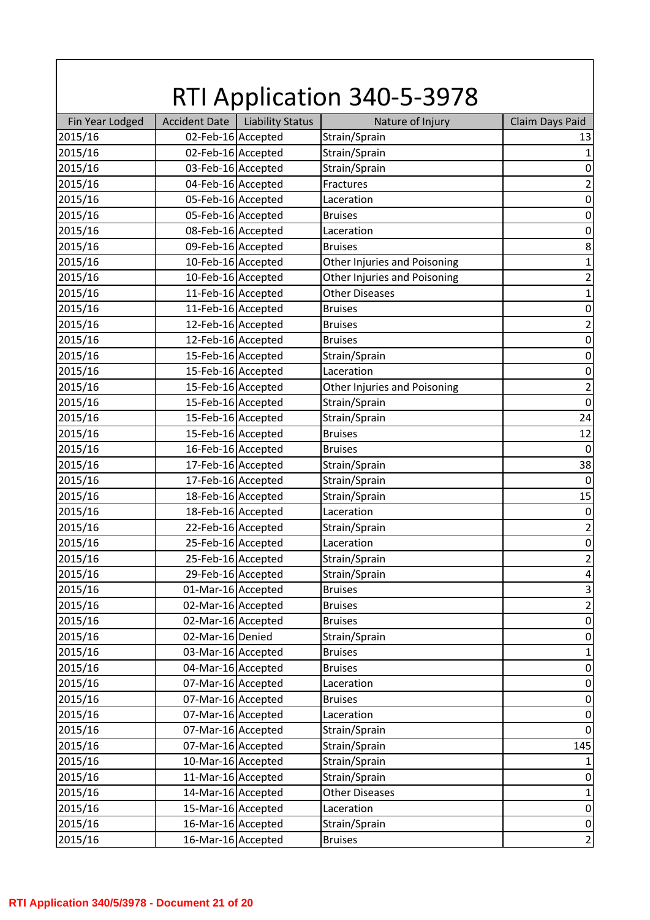# RTI Application 340-5-3978

| Fin Year Lodged | Accident Date | Liability Status | Nature of Injury | Claim Days Paid |
|---|---|---|---|---|
| 2015/16 | 02-Feb-16 | Accepted | Strain/Sprain | 13 |
| 2015/16 | 02-Feb-16 | Accepted | Strain/Sprain | 1 |
| 2015/16 | 03-Feb-16 | Accepted | Strain/Sprain | 0 |
| 2015/16 | 04-Feb-16 | Accepted | Fractures | 2 |
| 2015/16 | 05-Feb-16 | Accepted | Laceration | 0 |
| 2015/16 | 05-Feb-16 | Accepted | Bruises | 0 |
| 2015/16 | 08-Feb-16 | Accepted | Laceration | 0 |
| 2015/16 | 09-Feb-16 | Accepted | Bruises | 8 |
| 2015/16 | 10-Feb-16 | Accepted | Other Injuries and Poisoning | 1 |
| 2015/16 | 10-Feb-16 | Accepted | Other Injuries and Poisoning | 2 |
| 2015/16 | 11-Feb-16 | Accepted | Other Diseases | 1 |
| 2015/16 | 11-Feb-16 | Accepted | Bruises | 0 |
| 2015/16 | 12-Feb-16 | Accepted | Bruises | 2 |
| 2015/16 | 12-Feb-16 | Accepted | Bruises | 0 |
| 2015/16 | 15-Feb-16 | Accepted | Strain/Sprain | 0 |
| 2015/16 | 15-Feb-16 | Accepted | Laceration | 0 |
| 2015/16 | 15-Feb-16 | Accepted | Other Injuries and Poisoning | 2 |
| 2015/16 | 15-Feb-16 | Accepted | Strain/Sprain | 0 |
| 2015/16 | 15-Feb-16 | Accepted | Strain/Sprain | 24 |
| 2015/16 | 15-Feb-16 | Accepted | Bruises | 12 |
| 2015/16 | 16-Feb-16 | Accepted | Bruises | 0 |
| 2015/16 | 17-Feb-16 | Accepted | Strain/Sprain | 38 |
| 2015/16 | 17-Feb-16 | Accepted | Strain/Sprain | 0 |
| 2015/16 | 18-Feb-16 | Accepted | Strain/Sprain | 15 |
| 2015/16 | 18-Feb-16 | Accepted | Laceration | 0 |
| 2015/16 | 22-Feb-16 | Accepted | Strain/Sprain | 2 |
| 2015/16 | 25-Feb-16 | Accepted | Laceration | 0 |
| 2015/16 | 25-Feb-16 | Accepted | Strain/Sprain | 2 |
| 2015/16 | 29-Feb-16 | Accepted | Strain/Sprain | 4 |
| 2015/16 | 01-Mar-16 | Accepted | Bruises | 3 |
| 2015/16 | 02-Mar-16 | Accepted | Bruises | 2 |
| 2015/16 | 02-Mar-16 | Accepted | Bruises | 0 |
| 2015/16 | 02-Mar-16 | Denied | Strain/Sprain | 0 |
| 2015/16 | 03-Mar-16 | Accepted | Bruises | 1 |
| 2015/16 | 04-Mar-16 | Accepted | Bruises | 0 |
| 2015/16 | 07-Mar-16 | Accepted | Laceration | 0 |
| 2015/16 | 07-Mar-16 | Accepted | Bruises | 0 |
| 2015/16 | 07-Mar-16 | Accepted | Laceration | 0 |
| 2015/16 | 07-Mar-16 | Accepted | Strain/Sprain | 0 |
| 2015/16 | 07-Mar-16 | Accepted | Strain/Sprain | 145 |
| 2015/16 | 10-Mar-16 | Accepted | Strain/Sprain | 1 |
| 2015/16 | 11-Mar-16 | Accepted | Strain/Sprain | 0 |
| 2015/16 | 14-Mar-16 | Accepted | Other Diseases | 1 |
| 2015/16 | 15-Mar-16 | Accepted | Laceration | 0 |
| 2015/16 | 16-Mar-16 | Accepted | Strain/Sprain | 0 |
| 2015/16 | 16-Mar-16 | Accepted | Bruises | 2 |

RTI Application 340/5/3978 - Document 21 of 20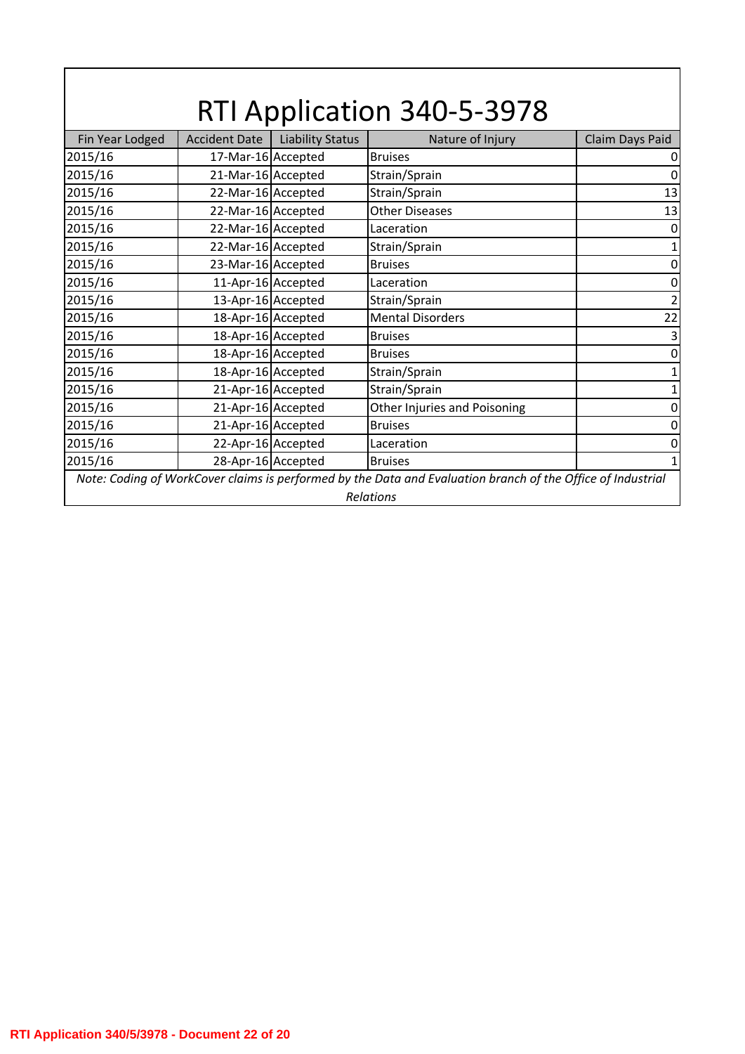# RTI Application 340-5-3978

| Fin Year Lodged | Accident Date | Liability Status | Nature of Injury | Claim Days Paid |
|---|---|---|---|---|
| 2015/16 | 17-Mar-16 | Accepted | Bruises | 0 |
| 2015/16 | 21-Mar-16 | Accepted | Strain/Sprain | 0 |
| 2015/16 | 22-Mar-16 | Accepted | Strain/Sprain | 13 |
| 2015/16 | 22-Mar-16 | Accepted | Other Diseases | 13 |
| 2015/16 | 22-Mar-16 | Accepted | Laceration | 0 |
| 2015/16 | 22-Mar-16 | Accepted | Strain/Sprain | 1 |
| 2015/16 | 23-Mar-16 | Accepted | Bruises | 0 |
| 2015/16 | 11-Apr-16 | Accepted | Laceration | 0 |
| 2015/16 | 13-Apr-16 | Accepted | Strain/Sprain | 2 |
| 2015/16 | 18-Apr-16 | Accepted | Mental Disorders | 22 |
| 2015/16 | 18-Apr-16 | Accepted | Bruises | 3 |
| 2015/16 | 18-Apr-16 | Accepted | Bruises | 0 |
| 2015/16 | 18-Apr-16 | Accepted | Strain/Sprain | 1 |
| 2015/16 | 21-Apr-16 | Accepted | Strain/Sprain | 1 |
| 2015/16 | 21-Apr-16 | Accepted | Other Injuries and Poisoning | 0 |
| 2015/16 | 21-Apr-16 | Accepted | Bruises | 0 |
| 2015/16 | 22-Apr-16 | Accepted | Laceration | 0 |
| 2015/16 | 28-Apr-16 | Accepted | Bruises | 1 |

*Note: Coding of WorkCover claims is performed by the Data and Evaluation branch of the Office of Industrial Relations*

RTI Application 340/5/3978 - Document 22 of 20